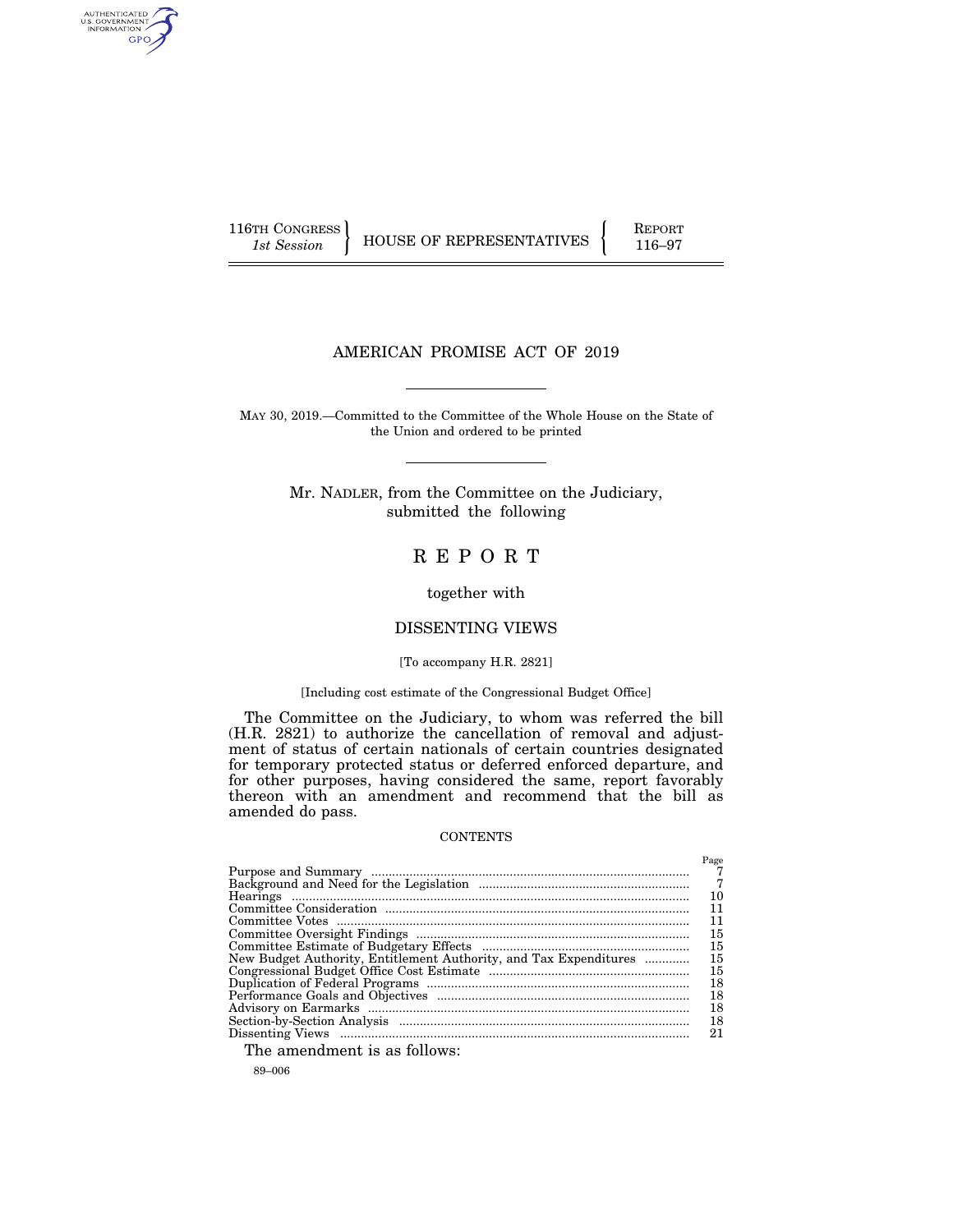116TH CONGRESS
*1st Session*

HOUSE OF REPRESENTATIVES

REPORT
116–97

# AMERICAN PROMISE ACT OF 2019

MAY 30, 2019.—Committed to the Committee of the Whole House on the State of the Union and ordered to be printed

Mr. NADLER, from the Committee on the Judiciary, submitted the following

## R E P O R T

together with

## DISSENTING VIEWS

[To accompany H.R. 2821]

[Including cost estimate of the Congressional Budget Office]

The Committee on the Judiciary, to whom was referred the bill (H.R. 2821) to authorize the cancellation of removal and adjustment of status of certain nationals of certain countries designated for temporary protected status or deferred enforced departure, and for other purposes, having considered the same, report favorably thereon with an amendment and recommend that the bill as amended do pass.

CONTENTS

| | Page |
|---|---|
| Purpose and Summary | 7 |
| Background and Need for the Legislation | 7 |
| Hearings | 10 |
| Committee Consideration | 11 |
| Committee Votes | 11 |
| Committee Oversight Findings | 15 |
| Committee Estimate of Budgetary Effects | 15 |
| New Budget Authority, Entitlement Authority, and Tax Expenditures | 15 |
| Congressional Budget Office Cost Estimate | 15 |
| Duplication of Federal Programs | 18 |
| Performance Goals and Objectives | 18 |
| Advisory on Earmarks | 18 |
| Section-by-Section Analysis | 18 |
| Dissenting Views | 21 |

The amendment is as follows:

89–006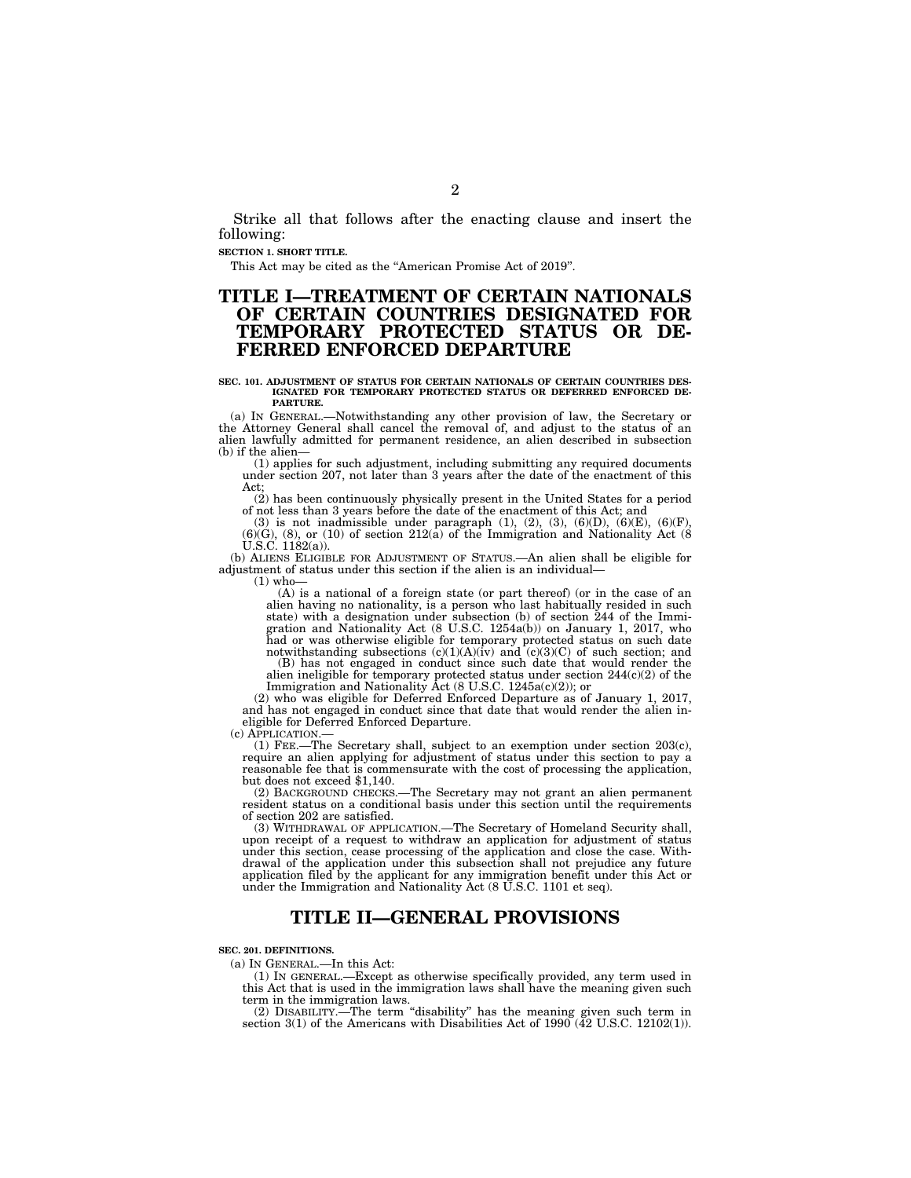Strike all that follows after the enacting clause and insert the following:

**SECTION 1. SHORT TITLE.**

This Act may be cited as the "American Promise Act of 2019".

# TITLE I—TREATMENT OF CERTAIN NATIONALS OF CERTAIN COUNTRIES DESIGNATED FOR TEMPORARY PROTECTED STATUS OR DEFERRED ENFORCED DEPARTURE

**SEC. 101. ADJUSTMENT OF STATUS FOR CERTAIN NATIONALS OF CERTAIN COUNTRIES DESIGNATED FOR TEMPORARY PROTECTED STATUS OR DEFERRED ENFORCED DEPARTURE.**

(a) IN GENERAL.—Notwithstanding any other provision of law, the Secretary or the Attorney General shall cancel the removal of, and adjust to the status of an alien lawfully admitted for permanent residence, an alien described in subsection (b) if the alien—

(1) applies for such adjustment, including submitting any required documents under section 207, not later than 3 years after the date of the enactment of this Act;

(2) has been continuously physically present in the United States for a period of not less than 3 years before the date of the enactment of this Act; and

(3) is not inadmissible under paragraph (1), (2), (3), (6)(D), (6)(E), (6)(F), (6)(G), (8), or (10) of section 212(a) of the Immigration and Nationality Act (8 U.S.C. 1182(a)).

(b) ALIENS ELIGIBLE FOR ADJUSTMENT OF STATUS.—An alien shall be eligible for adjustment of status under this section if the alien is an individual—

(1) who—

(A) is a national of a foreign state (or part thereof) (or in the case of an alien having no nationality, is a person who last habitually resided in such state) with a designation under subsection (b) of section 244 of the Immigration and Nationality Act (8 U.S.C. 1254a(b)) on January 1, 2017, who had or was otherwise eligible for temporary protected status on such date notwithstanding subsections (c)(1)(A)(iv) and (c)(3)(C) of such section; and

(B) has not engaged in conduct since such date that would render the alien ineligible for temporary protected status under section 244(c)(2) of the Immigration and Nationality Act (8 U.S.C. 1245a(c)(2)); or

(2) who was eligible for Deferred Enforced Departure as of January 1, 2017, and has not engaged in conduct since that date that would render the alien ineligible for Deferred Enforced Departure.

(c) APPLICATION.—

(1) FEE.—The Secretary shall, subject to an exemption under section 203(c), require an alien applying for adjustment of status under this section to pay a reasonable fee that is commensurate with the cost of processing the application, but does not exceed $1,140.

(2) BACKGROUND CHECKS.—The Secretary may not grant an alien permanent resident status on a conditional basis under this section until the requirements of section 202 are satisfied.

(3) WITHDRAWAL OF APPLICATION.—The Secretary of Homeland Security shall, upon receipt of a request to withdraw an application for adjustment of status under this section, cease processing of the application and close the case. Withdrawal of the application under this subsection shall not prejudice any future application filed by the applicant for any immigration benefit under this Act or under the Immigration and Nationality Act (8 U.S.C. 1101 et seq).

# TITLE II—GENERAL PROVISIONS

**SEC. 201. DEFINITIONS.**

(a) IN GENERAL.—In this Act:

(1) IN GENERAL.—Except as otherwise specifically provided, any term used in this Act that is used in the immigration laws shall have the meaning given such term in the immigration laws.

(2) DISABILITY.—The term "disability" has the meaning given such term in section 3(1) of the Americans with Disabilities Act of 1990 (42 U.S.C. 12102(1)).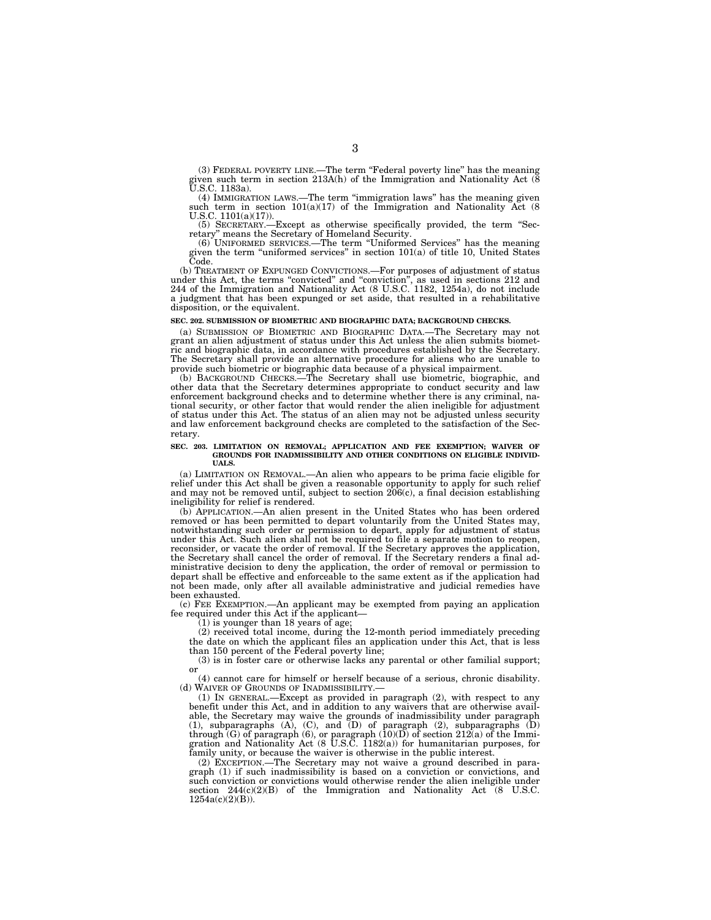(3) FEDERAL POVERTY LINE.—The term "Federal poverty line" has the meaning given such term in section 213A(h) of the Immigration and Nationality Act (8 U.S.C. 1183a).

(4) IMMIGRATION LAWS.—The term "immigration laws" has the meaning given such term in section 101(a)(17) of the Immigration and Nationality Act (8 U.S.C. 1101(a)(17)).

(5) SECRETARY.—Except as otherwise specifically provided, the term "Secretary" means the Secretary of Homeland Security.

(6) UNIFORMED SERVICES.—The term "Uniformed Services" has the meaning given the term "uniformed services" in section 101(a) of title 10, United States Code.

(b) TREATMENT OF EXPUNGED CONVICTIONS.—For purposes of adjustment of status under this Act, the terms "convicted" and "conviction", as used in sections 212 and 244 of the Immigration and Nationality Act (8 U.S.C. 1182, 1254a), do not include a judgment that has been expunged or set aside, that resulted in a rehabilitative disposition, or the equivalent.

**SEC. 202. SUBMISSION OF BIOMETRIC AND BIOGRAPHIC DATA; BACKGROUND CHECKS.**

(a) SUBMISSION OF BIOMETRIC AND BIOGRAPHIC DATA.—The Secretary may not grant an alien adjustment of status under this Act unless the alien submits biometric and biographic data, in accordance with procedures established by the Secretary. The Secretary shall provide an alternative procedure for aliens who are unable to provide such biometric or biographic data because of a physical impairment.

(b) BACKGROUND CHECKS.—The Secretary shall use biometric, biographic, and other data that the Secretary determines appropriate to conduct security and law enforcement background checks and to determine whether there is any criminal, national security, or other factor that would render the alien ineligible for adjustment of status under this Act. The status of an alien may not be adjusted unless security and law enforcement background checks are completed to the satisfaction of the Secretary.

**SEC. 203. LIMITATION ON REMOVAL; APPLICATION AND FEE EXEMPTION; WAIVER OF GROUNDS FOR INADMISSIBILITY AND OTHER CONDITIONS ON ELIGIBLE INDIVIDUALS.**

(a) LIMITATION ON REMOVAL.—An alien who appears to be prima facie eligible for relief under this Act shall be given a reasonable opportunity to apply for such relief and may not be removed until, subject to section 206(c), a final decision establishing ineligibility for relief is rendered.

(b) APPLICATION.—An alien present in the United States who has been ordered removed or has been permitted to depart voluntarily from the United States may, notwithstanding such order or permission to depart, apply for adjustment of status under this Act. Such alien shall not be required to file a separate motion to reopen, reconsider, or vacate the order of removal. If the Secretary approves the application, the Secretary shall cancel the order of removal. If the Secretary renders a final administrative decision to deny the application, the order of removal or permission to depart shall be effective and enforceable to the same extent as if the application had not been made, only after all available administrative and judicial remedies have been exhausted.

(c) FEE EXEMPTION.—An applicant may be exempted from paying an application fee required under this Act if the applicant—

(1) is younger than 18 years of age;

(2) received total income, during the 12-month period immediately preceding the date on which the applicant files an application under this Act, that is less than 150 percent of the Federal poverty line;

(3) is in foster care or otherwise lacks any parental or other familial support; or

(4) cannot care for himself or herself because of a serious, chronic disability.

(d) WAIVER OF GROUNDS OF INADMISSIBILITY.—

(1) IN GENERAL.—Except as provided in paragraph (2), with respect to any benefit under this Act, and in addition to any waivers that are otherwise available, the Secretary may waive the grounds of inadmissibility under paragraph (1), subparagraphs (A), (C), and (D) of paragraph (2), subparagraphs (D) through (G) of paragraph (6), or paragraph (10)(D) of section 212(a) of the Immigration and Nationality Act (8 U.S.C. 1182(a)) for humanitarian purposes, for family unity, or because the waiver is otherwise in the public interest.

(2) EXCEPTION.—The Secretary may not waive a ground described in paragraph (1) if such inadmissibility is based on a conviction or convictions, and such conviction or convictions would otherwise render the alien ineligible under section 244(c)(2)(B) of the Immigration and Nationality Act (8 U.S.C. 1254a(c)(2)(B)).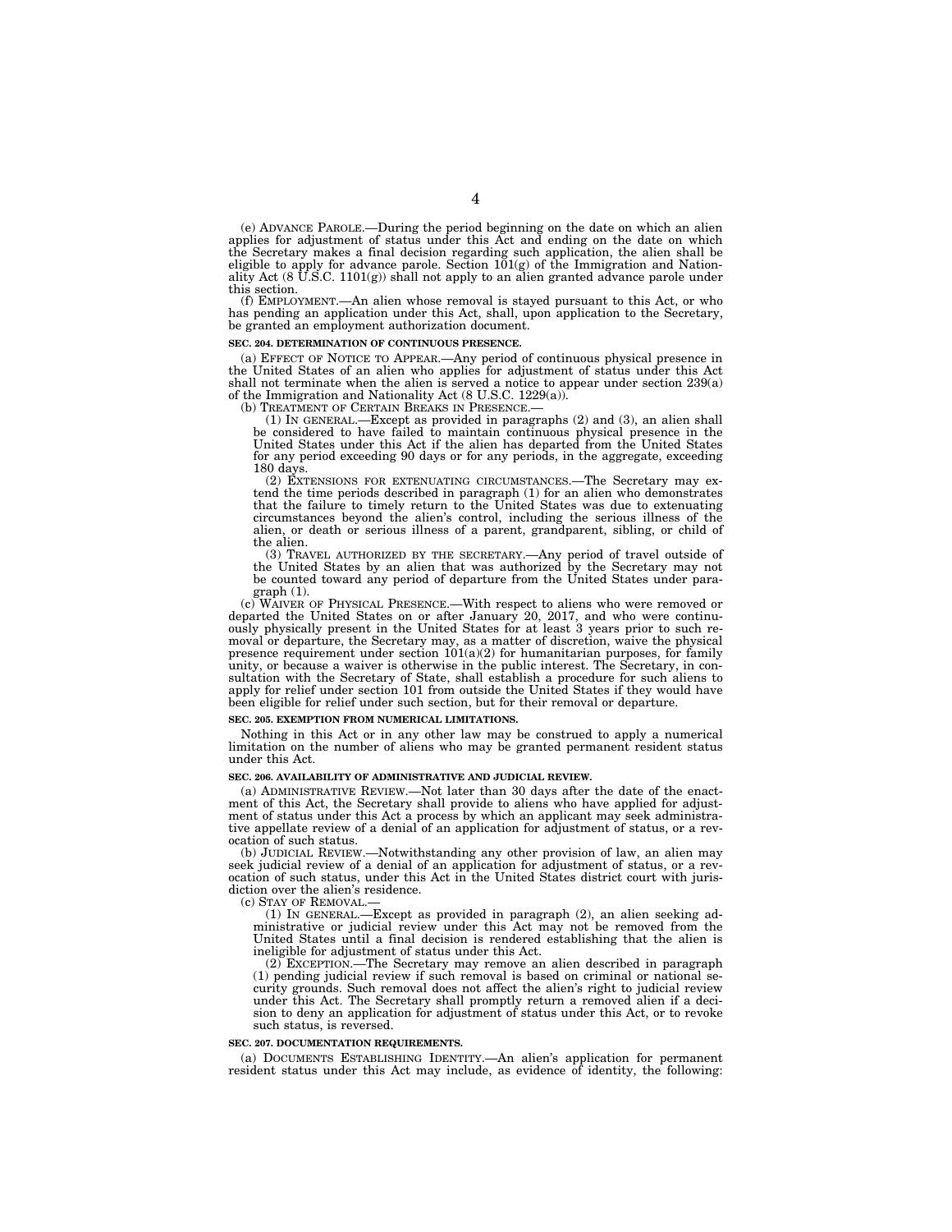(e) ADVANCE PAROLE.—During the period beginning on the date on which an alien applies for adjustment of status under this Act and ending on the date on which the Secretary makes a final decision regarding such application, the alien shall be eligible to apply for advance parole. Section 101(g) of the Immigration and Nationality Act (8 U.S.C. 1101(g)) shall not apply to an alien granted advance parole under this section.

(f) EMPLOYMENT.—An alien whose removal is stayed pursuant to this Act, or who has pending an application under this Act, shall, upon application to the Secretary, be granted an employment authorization document.

**SEC. 204. DETERMINATION OF CONTINUOUS PRESENCE.**

(a) EFFECT OF NOTICE TO APPEAR.—Any period of continuous physical presence in the United States of an alien who applies for adjustment of status under this Act shall not terminate when the alien is served a notice to appear under section 239(a) of the Immigration and Nationality Act (8 U.S.C. 1229(a)).

(b) TREATMENT OF CERTAIN BREAKS IN PRESENCE.—

(1) IN GENERAL.—Except as provided in paragraphs (2) and (3), an alien shall be considered to have failed to maintain continuous physical presence in the United States under this Act if the alien has departed from the United States for any period exceeding 90 days or for any periods, in the aggregate, exceeding 180 days.

(2) EXTENSIONS FOR EXTENUATING CIRCUMSTANCES.—The Secretary may extend the time periods described in paragraph (1) for an alien who demonstrates that the failure to timely return to the United States was due to extenuating circumstances beyond the alien's control, including the serious illness of the alien, or death or serious illness of a parent, grandparent, sibling, or child of the alien.

(3) TRAVEL AUTHORIZED BY THE SECRETARY.—Any period of travel outside of the United States by an alien that was authorized by the Secretary may not be counted toward any period of departure from the United States under paragraph (1).

(c) WAIVER OF PHYSICAL PRESENCE.—With respect to aliens who were removed or departed the United States on or after January 20, 2017, and who were continuously physically present in the United States for at least 3 years prior to such removal or departure, the Secretary may, as a matter of discretion, waive the physical presence requirement under section 101(a)(2) for humanitarian purposes, for family unity, or because a waiver is otherwise in the public interest. The Secretary, in consultation with the Secretary of State, shall establish a procedure for such aliens to apply for relief under section 101 from outside the United States if they would have been eligible for relief under such section, but for their removal or departure.

**SEC. 205. EXEMPTION FROM NUMERICAL LIMITATIONS.**

Nothing in this Act or in any other law may be construed to apply a numerical limitation on the number of aliens who may be granted permanent resident status under this Act.

**SEC. 206. AVAILABILITY OF ADMINISTRATIVE AND JUDICIAL REVIEW.**

(a) ADMINISTRATIVE REVIEW.—Not later than 30 days after the date of the enactment of this Act, the Secretary shall provide to aliens who have applied for adjustment of status under this Act a process by which an applicant may seek administrative appellate review of a denial of an application for adjustment of status, or a revocation of such status.

(b) JUDICIAL REVIEW.—Notwithstanding any other provision of law, an alien may seek judicial review of a denial of an application for adjustment of status, or a revocation of such status, under this Act in the United States district court with jurisdiction over the alien's residence.

(c) STAY OF REMOVAL.—

(1) IN GENERAL.—Except as provided in paragraph (2), an alien seeking administrative or judicial review under this Act may not be removed from the United States until a final decision is rendered establishing that the alien is ineligible for adjustment of status under this Act.

(2) EXCEPTION.—The Secretary may remove an alien described in paragraph (1) pending judicial review if such removal is based on criminal or national security grounds. Such removal does not affect the alien's right to judicial review under this Act. The Secretary shall promptly return a removed alien if a decision to deny an application for adjustment of status under this Act, or to revoke such status, is reversed.

**SEC. 207. DOCUMENTATION REQUIREMENTS.**

(a) DOCUMENTS ESTABLISHING IDENTITY.—An alien's application for permanent resident status under this Act may include, as evidence of identity, the following: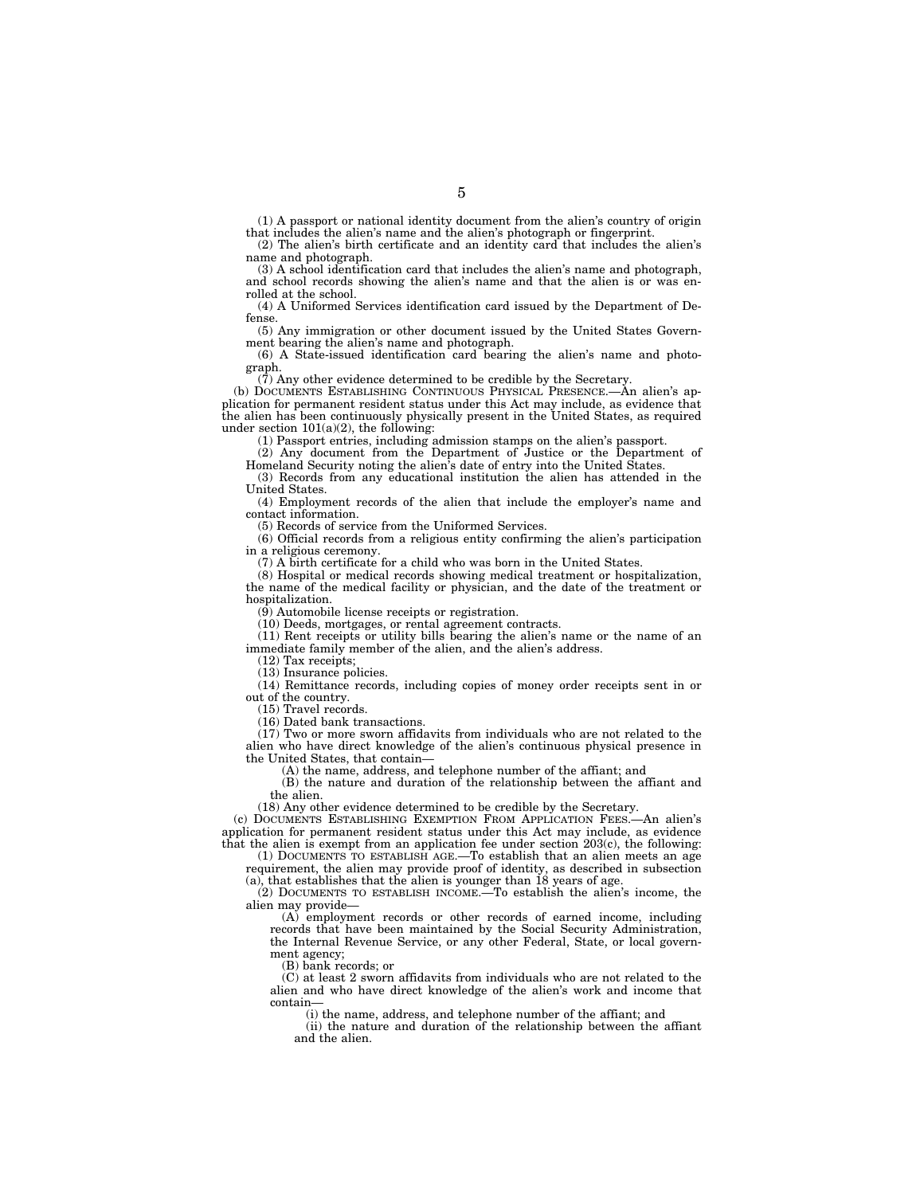(1) A passport or national identity document from the alien's country of origin that includes the alien's name and the alien's photograph or fingerprint.

(2) The alien's birth certificate and an identity card that includes the alien's name and photograph.

(3) A school identification card that includes the alien's name and photograph, and school records showing the alien's name and that the alien is or was enrolled at the school.

(4) A Uniformed Services identification card issued by the Department of Defense.

(5) Any immigration or other document issued by the United States Government bearing the alien's name and photograph.

(6) A State-issued identification card bearing the alien's name and photograph.

(7) Any other evidence determined to be credible by the Secretary.

(b) DOCUMENTS ESTABLISHING CONTINUOUS PHYSICAL PRESENCE.—An alien's application for permanent resident status under this Act may include, as evidence that the alien has been continuously physically present in the United States, as required under section 101(a)(2), the following:

(1) Passport entries, including admission stamps on the alien's passport.

(2) Any document from the Department of Justice or the Department of Homeland Security noting the alien's date of entry into the United States.

(3) Records from any educational institution the alien has attended in the United States.

(4) Employment records of the alien that include the employer's name and contact information.

(5) Records of service from the Uniformed Services.

(6) Official records from a religious entity confirming the alien's participation in a religious ceremony.

(7) A birth certificate for a child who was born in the United States.

(8) Hospital or medical records showing medical treatment or hospitalization, the name of the medical facility or physician, and the date of the treatment or hospitalization.

(9) Automobile license receipts or registration.

(10) Deeds, mortgages, or rental agreement contracts.

(11) Rent receipts or utility bills bearing the alien's name or the name of an immediate family member of the alien, and the alien's address.

(12) Tax receipts;

(13) Insurance policies.

(14) Remittance records, including copies of money order receipts sent in or out of the country.

(15) Travel records.

(16) Dated bank transactions.

(17) Two or more sworn affidavits from individuals who are not related to the alien who have direct knowledge of the alien's continuous physical presence in the United States, that contain—

(A) the name, address, and telephone number of the affiant; and

(B) the nature and duration of the relationship between the affiant and the alien.

(18) Any other evidence determined to be credible by the Secretary.

(c) DOCUMENTS ESTABLISHING EXEMPTION FROM APPLICATION FEES.—An alien's application for permanent resident status under this Act may include, as evidence that the alien is exempt from an application fee under section 203(c), the following:

(1) DOCUMENTS TO ESTABLISH AGE.—To establish that an alien meets an age requirement, the alien may provide proof of identity, as described in subsection (a), that establishes that the alien is younger than 18 years of age.

(2) DOCUMENTS TO ESTABLISH INCOME.—To establish the alien's income, the alien may provide—

(A) employment records or other records of earned income, including records that have been maintained by the Social Security Administration, the Internal Revenue Service, or any other Federal, State, or local government agency;

(B) bank records; or

(C) at least 2 sworn affidavits from individuals who are not related to the alien and who have direct knowledge of the alien's work and income that contain—

(i) the name, address, and telephone number of the affiant; and

(ii) the nature and duration of the relationship between the affiant and the alien.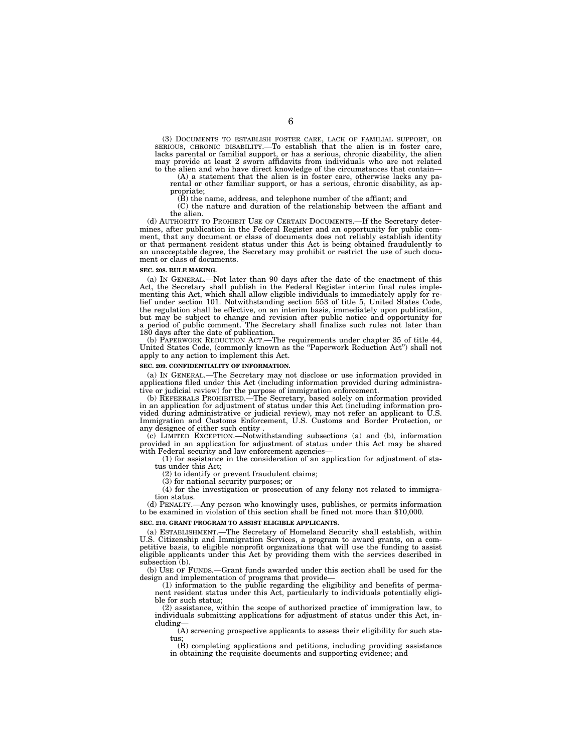(3) DOCUMENTS TO ESTABLISH FOSTER CARE, LACK OF FAMILIAL SUPPORT, OR SERIOUS, CHRONIC DISABILITY.—To establish that the alien is in foster care, lacks parental or familial support, or has a serious, chronic disability, the alien may provide at least 2 sworn affidavits from individuals who are not related to the alien and who have direct knowledge of the circumstances that contain—

(A) a statement that the alien is in foster care, otherwise lacks any parental or other familiar support, or has a serious, chronic disability, as appropriate;

(B) the name, address, and telephone number of the affiant; and

(C) the nature and duration of the relationship between the affiant and the alien.

(d) AUTHORITY TO PROHIBIT USE OF CERTAIN DOCUMENTS.—If the Secretary determines, after publication in the Federal Register and an opportunity for public comment, that any document or class of documents does not reliably establish identity or that permanent resident status under this Act is being obtained fraudulently to an unacceptable degree, the Secretary may prohibit or restrict the use of such document or class of documents.

**SEC. 208. RULE MAKING.**

(a) IN GENERAL.—Not later than 90 days after the date of the enactment of this Act, the Secretary shall publish in the Federal Register interim final rules implementing this Act, which shall allow eligible individuals to immediately apply for relief under section 101. Notwithstanding section 553 of title 5, United States Code, the regulation shall be effective, on an interim basis, immediately upon publication, but may be subject to change and revision after public notice and opportunity for a period of public comment. The Secretary shall finalize such rules not later than 180 days after the date of publication.

(b) PAPERWORK REDUCTION ACT.—The requirements under chapter 35 of title 44, United States Code, (commonly known as the "Paperwork Reduction Act") shall not apply to any action to implement this Act.

**SEC. 209. CONFIDENTIALITY OF INFORMATION.**

(a) IN GENERAL.—The Secretary may not disclose or use information provided in applications filed under this Act (including information provided during administrative or judicial review) for the purpose of immigration enforcement.

(b) REFERRALS PROHIBITED.—The Secretary, based solely on information provided in an application for adjustment of status under this Act (including information provided during administrative or judicial review), may not refer an applicant to U.S. Immigration and Customs Enforcement, U.S. Customs and Border Protection, or any designee of either such entity .

(c) LIMITED EXCEPTION.—Notwithstanding subsections (a) and (b), information provided in an application for adjustment of status under this Act may be shared with Federal security and law enforcement agencies—

(1) for assistance in the consideration of an application for adjustment of status under this Act;

(2) to identify or prevent fraudulent claims;

(3) for national security purposes; or

(4) for the investigation or prosecution of any felony not related to immigration status.

(d) PENALTY.—Any person who knowingly uses, publishes, or permits information to be examined in violation of this section shall be fined not more than $10,000.

**SEC. 210. GRANT PROGRAM TO ASSIST ELIGIBLE APPLICANTS.**

(a) ESTABLISHMENT.—The Secretary of Homeland Security shall establish, within U.S. Citizenship and Immigration Services, a program to award grants, on a competitive basis, to eligible nonprofit organizations that will use the funding to assist eligible applicants under this Act by providing them with the services described in subsection (b).

(b) USE OF FUNDS.—Grant funds awarded under this section shall be used for the design and implementation of programs that provide—

(1) information to the public regarding the eligibility and benefits of permanent resident status under this Act, particularly to individuals potentially eligible for such status;

(2) assistance, within the scope of authorized practice of immigration law, to individuals submitting applications for adjustment of status under this Act, including—

(A) screening prospective applicants to assess their eligibility for such status;

(B) completing applications and petitions, including providing assistance in obtaining the requisite documents and supporting evidence; and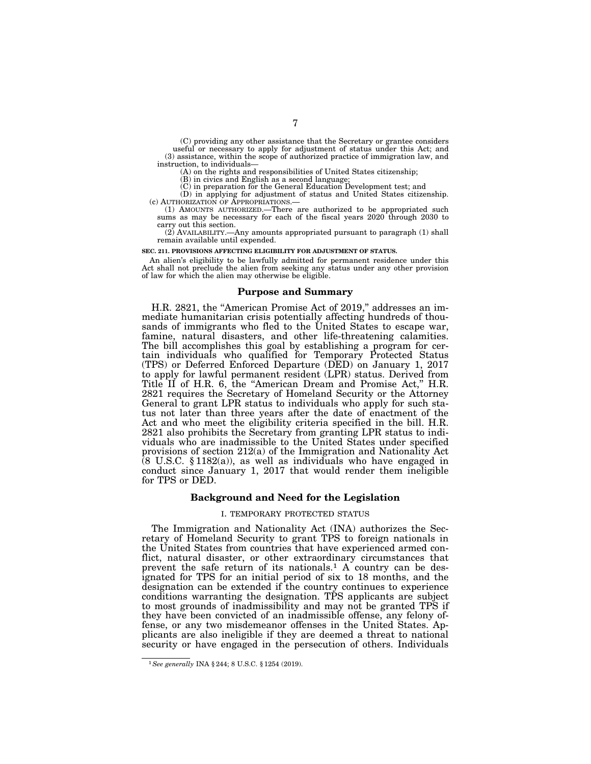(C) providing any other assistance that the Secretary or grantee considers useful or necessary to apply for adjustment of status under this Act; and

(3) assistance, within the scope of authorized practice of immigration law, and instruction, to individuals—

(A) on the rights and responsibilities of United States citizenship;

(B) in civics and English as a second language;

(C) in preparation for the General Education Development test; and

(D) in applying for adjustment of status and United States citizenship.

(c) AUTHORIZATION OF APPROPRIATIONS.—

(1) AMOUNTS AUTHORIZED.—There are authorized to be appropriated such sums as may be necessary for each of the fiscal years 2020 through 2030 to carry out this section.

(2) AVAILABILITY.—Any amounts appropriated pursuant to paragraph (1) shall remain available until expended.

**SEC. 211. PROVISIONS AFFECTING ELIGIBILITY FOR ADJUSTMENT OF STATUS.**

An alien's eligibility to be lawfully admitted for permanent residence under this Act shall not preclude the alien from seeking any status under any other provision of law for which the alien may otherwise be eligible.

## Purpose and Summary

H.R. 2821, the "American Promise Act of 2019," addresses an immediate humanitarian crisis potentially affecting hundreds of thousands of immigrants who fled to the United States to escape war, famine, natural disasters, and other life-threatening calamities. The bill accomplishes this goal by establishing a program for certain individuals who qualified for Temporary Protected Status (TPS) or Deferred Enforced Departure (DED) on January 1, 2017 to apply for lawful permanent resident (LPR) status. Derived from Title II of H.R. 6, the "American Dream and Promise Act," H.R. 2821 requires the Secretary of Homeland Security or the Attorney General to grant LPR status to individuals who apply for such status not later than three years after the date of enactment of the Act and who meet the eligibility criteria specified in the bill. H.R. 2821 also prohibits the Secretary from granting LPR status to individuals who are inadmissible to the United States under specified provisions of section 212(a) of the Immigration and Nationality Act (8 U.S.C. § 1182(a)), as well as individuals who have engaged in conduct since January 1, 2017 that would render them ineligible for TPS or DED.

## Background and Need for the Legislation

### I. TEMPORARY PROTECTED STATUS

The Immigration and Nationality Act (INA) authorizes the Secretary of Homeland Security to grant TPS to foreign nationals in the United States from countries that have experienced armed conflict, natural disaster, or other extraordinary circumstances that prevent the safe return of its nationals.[1] A country can be designated for TPS for an initial period of six to 18 months, and the designation can be extended if the country continues to experience conditions warranting the designation. TPS applicants are subject to most grounds of inadmissibility and may not be granted TPS if they have been convicted of an inadmissible offense, any felony offense, or any two misdemeanor offenses in the United States. Applicants are also ineligible if they are deemed a threat to national security or have engaged in the persecution of others. Individuals

[1] *See generally* INA § 244; 8 U.S.C. § 1254 (2019).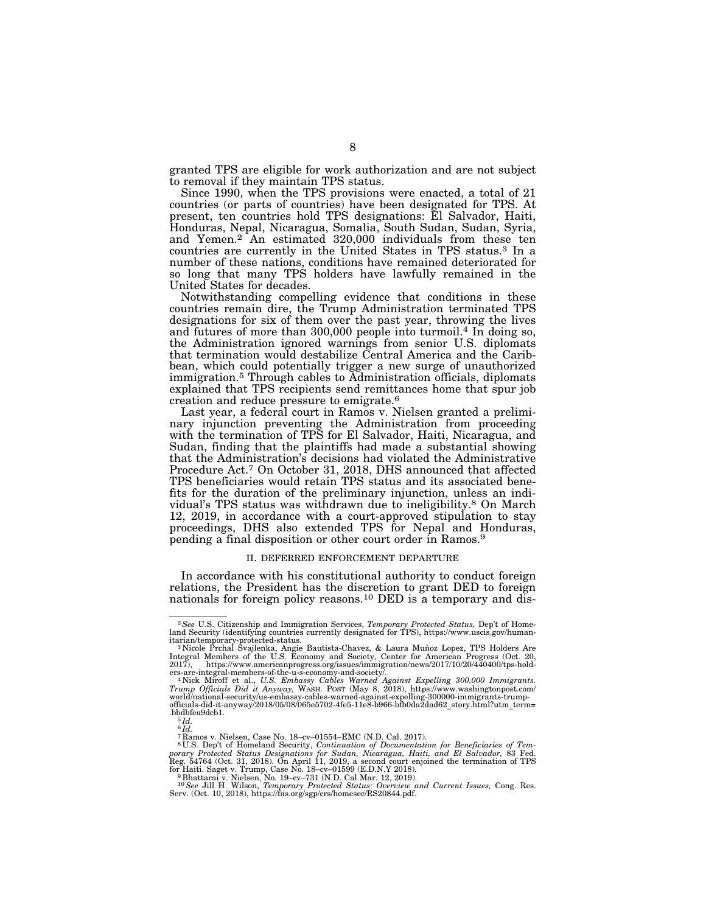granted TPS are eligible for work authorization and are not subject to removal if they maintain TPS status.

Since 1990, when the TPS provisions were enacted, a total of 21 countries (or parts of countries) have been designated for TPS. At present, ten countries hold TPS designations: El Salvador, Haiti, Honduras, Nepal, Nicaragua, Somalia, South Sudan, Sudan, Syria, and Yemen.[2] An estimated 320,000 individuals from these ten countries are currently in the United States in TPS status.[3] In a number of these nations, conditions have remained deteriorated for so long that many TPS holders have lawfully remained in the United States for decades.

Notwithstanding compelling evidence that conditions in these countries remain dire, the Trump Administration terminated TPS designations for six of them over the past year, throwing the lives and futures of more than 300,000 people into turmoil.[4] In doing so, the Administration ignored warnings from senior U.S. diplomats that termination would destabilize Central America and the Caribbean, which could potentially trigger a new surge of unauthorized immigration.[5] Through cables to Administration officials, diplomats explained that TPS recipients send remittances home that spur job creation and reduce pressure to emigrate.[6]

Last year, a federal court in Ramos v. Nielsen granted a preliminary injunction preventing the Administration from proceeding with the termination of TPS for El Salvador, Haiti, Nicaragua, and Sudan, finding that the plaintiffs had made a substantial showing that the Administration's decisions had violated the Administrative Procedure Act.[7] On October 31, 2018, DHS announced that affected TPS beneficiaries would retain TPS status and its associated benefits for the duration of the preliminary injunction, unless an individual's TPS status was withdrawn due to ineligibility.[8] On March 12, 2019, in accordance with a court-approved stipulation to stay proceedings, DHS also extended TPS for Nepal and Honduras, pending a final disposition or other court order in Ramos.[9]

## II. DEFERRED ENFORCEMENT DEPARTURE

In accordance with his constitutional authority to conduct foreign relations, the President has the discretion to grant DED to foreign nationals for foreign policy reasons.[10] DED is a temporary and dis-

---

[2] *See* U.S. Citizenship and Immigration Services, *Temporary Protected Status,* Dep't of Homeland Security (identifying countries currently designated for TPS), https://www.uscis.gov/humanitarian/temporary-protected-status.

[3] Nicole Prchal Svajlenka, Angie Bautista-Chavez, & Laura Muñoz Lopez, TPS Holders Are Integral Members of the U.S. Economy and Society, Center for American Progress (Oct. 20, 2017), https://www.americanprogress.org/issues/immigration/news/2017/10/20/440400/tps-holders-are-integral-members-of-the-u-s-economy-and-society/.

[4] Nick Miroff et al., *U.S. Embassy Cables Warned Against Expelling 300,000 Immigrants. Trump Officials Did it Anyway,* WASH. POST (May 8, 2018), https://www.washingtonpost.com/world/national-security/us-embassy-cables-warned-against-expelling-300000-immigrants-trump-officials-did-it-anyway/2018/05/08/065e5702-4fe5-11e8-b966-bfb0da2dad62_story.html?utm_term=.bbdbfea9dcb1.

[5] *Id.*

[6] *Id.*

[7] Ramos v. Nielsen, Case No. 18–cv–01554–EMC (N.D. Cal. 2017).

[8] U.S. Dep't of Homeland Security, *Continuation of Documentation for Beneficiaries of Temporary Protected Status Designations for Sudan, Nicaragua, Haiti, and El Salvador,* 83 Fed. Reg. 54764 (Oct. 31, 2018). On April 11, 2019, a second court enjoined the termination of TPS for Haiti. Saget v. Trump, Case No. 18–cv–01599 (E.D.N.Y 2018).

[9] Bhattarai v. Nielsen, No. 19–cv–731 (N.D. Cal Mar. 12, 2019).

[10] *See* Jill H. Wilson, *Temporary Protected Status: Overview and Current Issues,* Cong. Res. Serv. (Oct. 10, 2018), https://fas.org/sgp/crs/homesec/RS20844.pdf.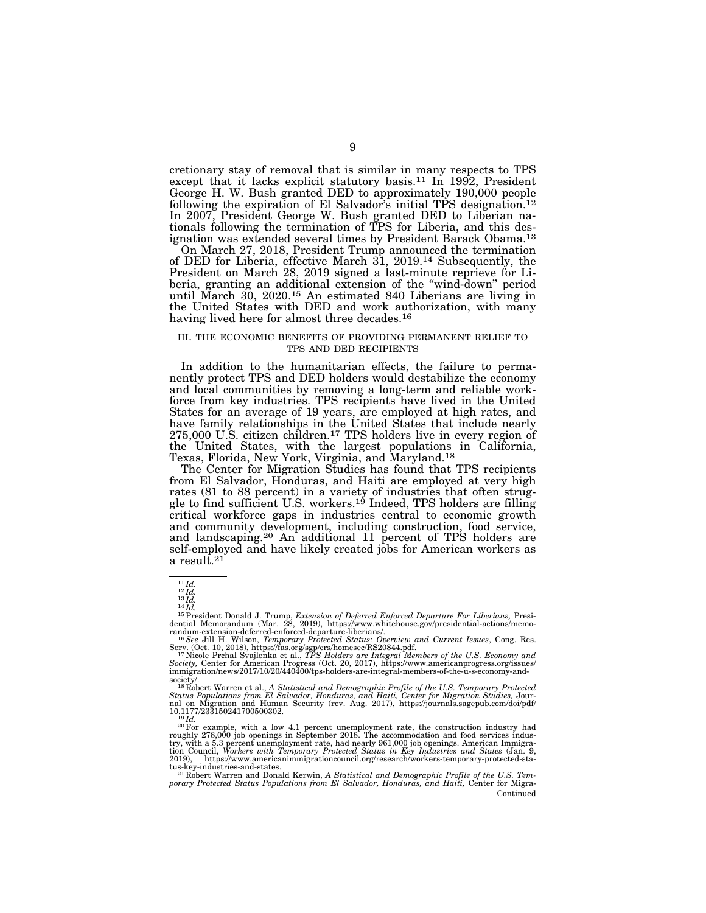cretionary stay of removal that is similar in many respects to TPS except that it lacks explicit statutory basis.[11] In 1992, President George H. W. Bush granted DED to approximately 190,000 people following the expiration of El Salvador's initial TPS designation.[12] In 2007, President George W. Bush granted DED to Liberian nationals following the termination of TPS for Liberia, and this designation was extended several times by President Barack Obama.[13]

On March 27, 2018, President Trump announced the termination of DED for Liberia, effective March 31, 2019.[14] Subsequently, the President on March 28, 2019 signed a last-minute reprieve for Liberia, granting an additional extension of the "wind-down" period until March 30, 2020.[15] An estimated 840 Liberians are living in the United States with DED and work authorization, with many having lived here for almost three decades.[16]

## III. THE ECONOMIC BENEFITS OF PROVIDING PERMANENT RELIEF TO TPS AND DED RECIPIENTS

In addition to the humanitarian effects, the failure to permanently protect TPS and DED holders would destabilize the economy and local communities by removing a long-term and reliable workforce from key industries. TPS recipients have lived in the United States for an average of 19 years, are employed at high rates, and have family relationships in the United States that include nearly 275,000 U.S. citizen children.[17] TPS holders live in every region of the United States, with the largest populations in California, Texas, Florida, New York, Virginia, and Maryland.[18]

The Center for Migration Studies has found that TPS recipients from El Salvador, Honduras, and Haiti are employed at very high rates (81 to 88 percent) in a variety of industries that often struggle to find sufficient U.S. workers.[19] Indeed, TPS holders are filling critical workforce gaps in industries central to economic growth and community development, including construction, food service, and landscaping.[20] An additional 11 percent of TPS holders are self-employed and have likely created jobs for American workers as a result.[21]

---

[11] *Id.*

[12] *Id.*

[13] *Id.*

[14] *Id.*

[15] President Donald J. Trump, *Extension of Deferred Enforced Departure For Liberians,* Presidential Memorandum (Mar. 28, 2019), https://www.whitehouse.gov/presidential-actions/memorandum-extension-deferred-enforced-departure-liberians/.

[16] *See* Jill H. Wilson, *Temporary Protected Status: Overview and Current Issues*, Cong. Res. Serv. (Oct. 10, 2018), https://fas.org/sgp/crs/homesec/RS20844.pdf.

[17] Nicole Prchal Svajlenka et al., *TPS Holders are Integral Members of the U.S. Economy and Society,* Center for American Progress (Oct. 20, 2017), https://www.americanprogress.org/issues/immigration/news/2017/10/20/440400/tps-holders-are-integral-members-of-the-u-s-economy-and-society/.

[18] Robert Warren et al., *A Statistical and Demographic Profile of the U.S. Temporary Protected Status Populations from El Salvador, Honduras, and Haiti, Center for Migration Studies,* Journal on Migration and Human Security (rev. Aug. 2017), https://journals.sagepub.com/doi/pdf/10.1177/233150241700500302.

[19] *Id.*

[20] For example, with a low 4.1 percent unemployment rate, the construction industry had roughly 278,000 job openings in September 2018. The accommodation and food services industry, with a 5.3 percent unemployment rate, had nearly 961,000 job openings. American Immigration Council, *Workers with Temporary Protected Status in Key Industries and States* (Jan. 9, 2019), https://www.americanimmigrationcouncil.org/research/workers-temporary-protected-status-key-industries-and-states.

[21] Robert Warren and Donald Kerwin, *A Statistical and Demographic Profile of the U.S. Temporary Protected Status Populations from El Salvador, Honduras, and Haiti,* Center for Migra-

Continued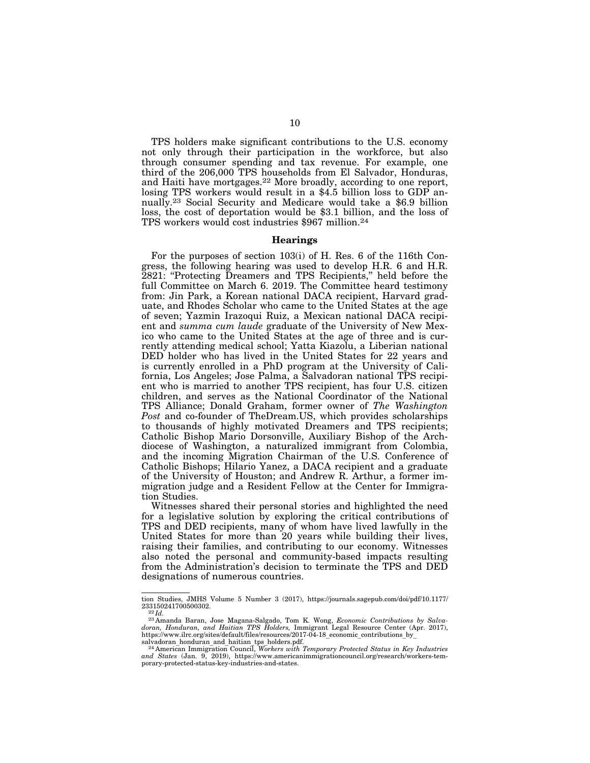TPS holders make significant contributions to the U.S. economy not only through their participation in the workforce, but also through consumer spending and tax revenue. For example, one third of the 206,000 TPS households from El Salvador, Honduras, and Haiti have mortgages.[22] More broadly, according to one report, losing TPS workers would result in a $4.5 billion loss to GDP annually.[23] Social Security and Medicare would take a $6.9 billion loss, the cost of deportation would be $3.1 billion, and the loss of TPS workers would cost industries $967 million.[24]

## Hearings

For the purposes of section 103(i) of H. Res. 6 of the 116th Congress, the following hearing was used to develop H.R. 6 and H.R. 2821: "Protecting Dreamers and TPS Recipients," held before the full Committee on March 6. 2019. The Committee heard testimony from: Jin Park, a Korean national DACA recipient, Harvard graduate, and Rhodes Scholar who came to the United States at the age of seven; Yazmin Irazoqui Ruiz, a Mexican national DACA recipient and *summa cum laude* graduate of the University of New Mexico who came to the United States at the age of three and is currently attending medical school; Yatta Kiazolu, a Liberian national DED holder who has lived in the United States for 22 years and is currently enrolled in a PhD program at the University of California, Los Angeles; Jose Palma, a Salvadoran national TPS recipient who is married to another TPS recipient, has four U.S. citizen children, and serves as the National Coordinator of the National TPS Alliance; Donald Graham, former owner of *The Washington Post* and co-founder of TheDream.US, which provides scholarships to thousands of highly motivated Dreamers and TPS recipients; Catholic Bishop Mario Dorsonville, Auxiliary Bishop of the Archdiocese of Washington, a naturalized immigrant from Colombia, and the incoming Migration Chairman of the U.S. Conference of Catholic Bishops; Hilario Yanez, a DACA recipient and a graduate of the University of Houston; and Andrew R. Arthur, a former immigration judge and a Resident Fellow at the Center for Immigration Studies.

Witnesses shared their personal stories and highlighted the need for a legislative solution by exploring the critical contributions of TPS and DED recipients, many of whom have lived lawfully in the United States for more than 20 years while building their lives, raising their families, and contributing to our economy. Witnesses also noted the personal and community-based impacts resulting from the Administration's decision to terminate the TPS and DED designations of numerous countries.

---

tion Studies, JMHS Volume 5 Number 3 (2017), https://journals.sagepub.com/doi/pdf/10.1177/233150241700500302.

[22] *Id.*

[23] Amanda Baran, Jose Magana-Salgado, Tom K. Wong, *Economic Contributions by Salvadoran, Honduran, and Haitian TPS Holders,* Immigrant Legal Resource Center (Apr. 2017), https://www.ilrc.org/sites/default/files/resources/2017-04-18_economic_contributions_by_salvadoran_honduran_and_haitian_tps_holders.pdf.

[24] American Immigration Council, *Workers with Temporary Protected Status in Key Industries and States* (Jan. 9, 2019), https://www.americanimmigrationcouncil.org/research/workers-temporary-protected-status-key-industries-and-states.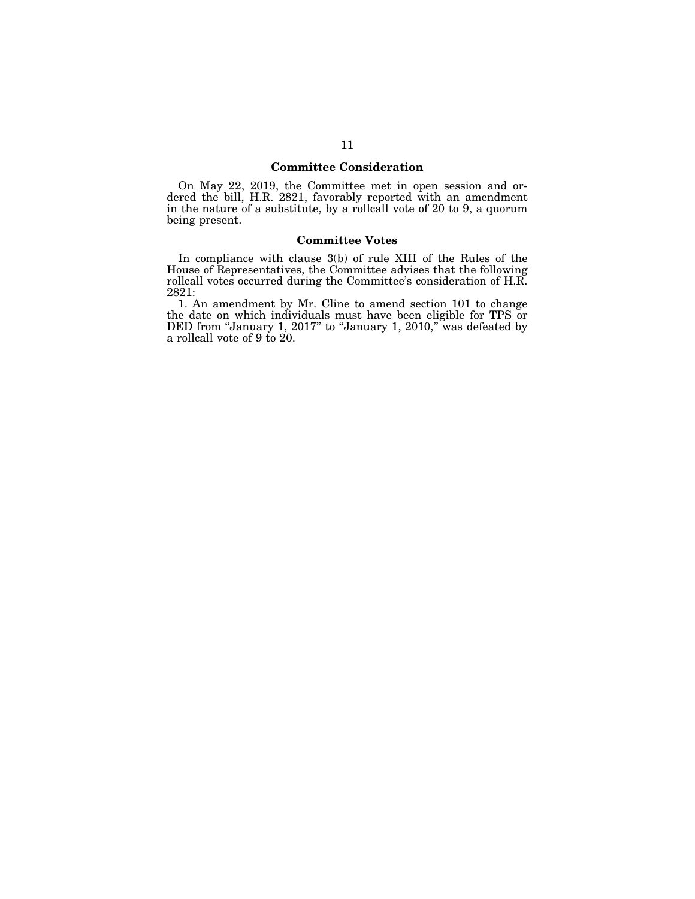## Committee Consideration

On May 22, 2019, the Committee met in open session and ordered the bill, H.R. 2821, favorably reported with an amendment in the nature of a substitute, by a rollcall vote of 20 to 9, a quorum being present.

## Committee Votes

In compliance with clause 3(b) of rule XIII of the Rules of the House of Representatives, the Committee advises that the following rollcall votes occurred during the Committee's consideration of H.R. 2821:

1. An amendment by Mr. Cline to amend section 101 to change the date on which individuals must have been eligible for TPS or DED from "January 1, 2017" to "January 1, 2010," was defeated by a rollcall vote of 9 to 20.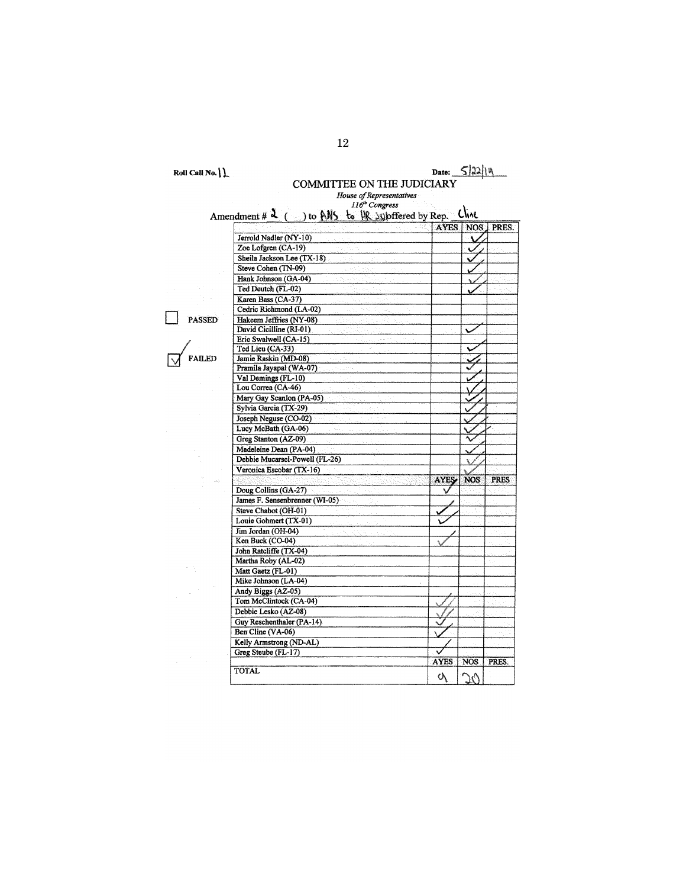Roll Call No. 11

Date: 5/22/19

# COMMITTEE ON THE JUDICIARY

*House of Representatives*
*116th Congress*

Amendment # 2 ( ) to ANS to HR 2_ offered by Rep. Cline

☐ PASSED

☑ FAILED

| | AYES | NOS | PRES. |
|---|---|---|---|
| Jerrold Nadler (NY-10) | | ✓ | |
| Zoe Lofgren (CA-19) | | ✓ | |
| Sheila Jackson Lee (TX-18) | | ✓ | |
| Steve Cohen (TN-09) | | ✓ | |
| Hank Johnson (GA-04) | | ✓ | |
| Ted Deutch (FL-02) | | ✓ | |
| Karen Bass (CA-37) | | | |
| Cedric Richmond (LA-02) | | | |
| Hakeem Jeffries (NY-08) | | | |
| David Cicilline (RI-01) | | ✓ | |
| Eric Swalwell (CA-15) | | | |
| Ted Lieu (CA-33) | | ✓ | |
| Jamie Raskin (MD-08) | | ✓ | |
| Pramila Jayapal (WA-07) | | ✓ | |
| Val Demings (FL-10) | | ✓ | |
| Lou Correa (CA-46) | | ✓ | |
| Mary Gay Scanlon (PA-05) | | ✓ | |
| Sylvia Garcia (TX-29) | | ✓ | |
| Joseph Neguse (CO-02) | | ✓ | |
| Lucy McBath (GA-06) | | ✓ | |
| Greg Stanton (AZ-09) | | ✓ | |
| Madeleine Dean (PA-04) | | ✓ | |
| Debbie Mucarsel-Powell (FL-26) | | ✓ | |
| Veronica Escobar (TX-16) | | ✓ | |
| | **AYES** | **NOS** | **PRES** |
| Doug Collins (GA-27) | ✓ | | |
| James F. Sensenbrenner (WI-05) | | | |
| Steve Chabot (OH-01) | ✓ | | |
| Louie Gohmert (TX-01) | ✓ | | |
| Jim Jordan (OH-04) | | | |
| Ken Buck (CO-04) | ✓ | | |
| John Ratcliffe (TX-04) | | | |
| Martha Roby (AL-02) | | | |
| Matt Gaetz (FL-01) | | | |
| Mike Johnson (LA-04) | | | |
| Andy Biggs (AZ-05) | | | |
| Tom McClintock (CA-04) | ✓ | | |
| Debbie Lesko (AZ-08) | ✓ | | |
| Guy Reschenthaler (PA-14) | ✓ | | |
| Ben Cline (VA-06) | ✓ | | |
| Kelly Armstrong (ND-AL) | | | |
| Greg Steube (FL-17) | ✓ | | |
| | **AYES** | **NOS** | **PRES.** |
| TOTAL | 9 | 20 | |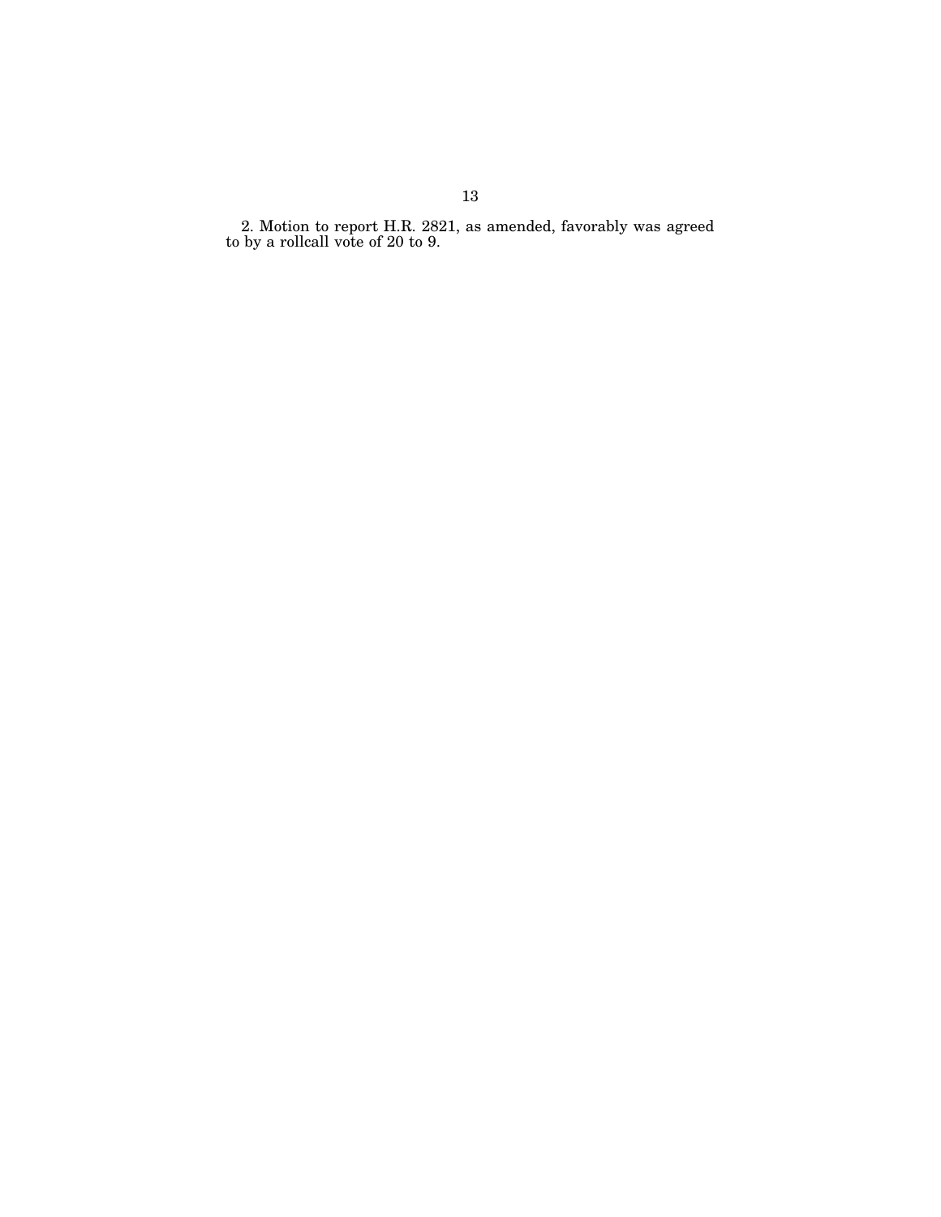2. Motion to report H.R. 2821, as amended, favorably was agreed to by a rollcall vote of 20 to 9.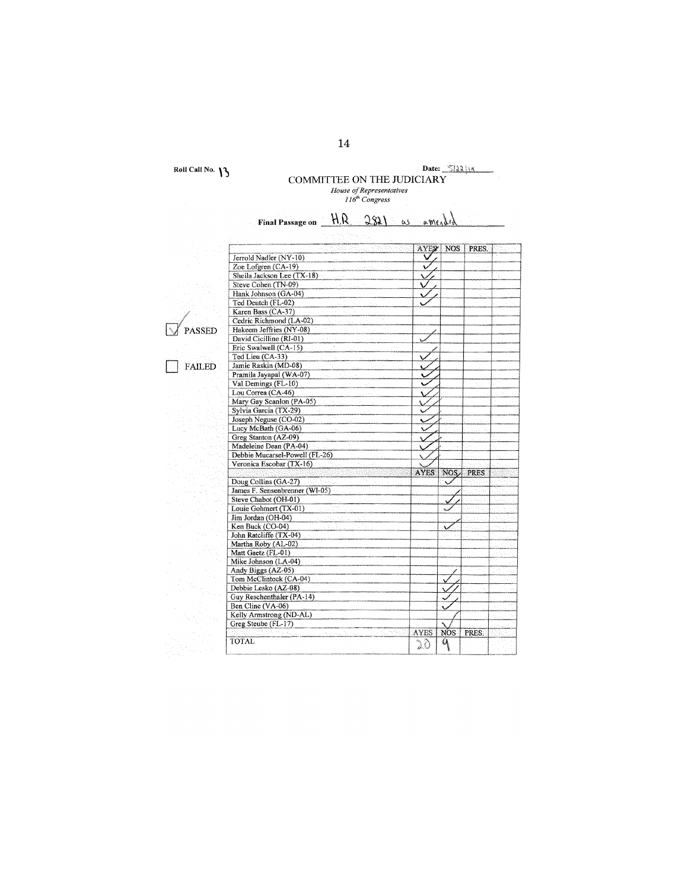Roll Call No. 13

Date: 5/22/19

COMMITTEE ON THE JUDICIARY

*House of Representatives*
*116th Congress*

**Final Passage on** H.R. 2821 as amended

☑ PASSED

☐ FAILED

| | AYES | NOS | PRES. | |
|---|---|---|---|---|
| Jerrold Nadler (NY-10) | ✓ | | | |
| Zoe Lofgren (CA-19) | ✓ | | | |
| Sheila Jackson Lee (TX-18) | ✓ | | | |
| Steve Cohen (TN-09) | ✓ | | | |
| Hank Johnson (GA-04) | ✓ | | | |
| Ted Deutch (FL-02) | ✓ | | | |
| Karen Bass (CA-37) | | | | |
| Cedric Richmond (LA-02) | | | | |
| Hakeem Jeffries (NY-08) | | | | |
| David Cicilline (RI-01) | ✓ | | | |
| Eric Swalwell (CA-15) | | | | |
| Ted Lieu (CA-33) | ✓ | | | |
| Jamie Raskin (MD-08) | ✓ | | | |
| Pramila Jayapal (WA-07) | ✓ | | | |
| Val Demings (FL-10) | ✓ | | | |
| Lou Correa (CA-46) | ✓ | | | |
| Mary Gay Scanlon (PA-05) | ✓ | | | |
| Sylvia Garcia (TX-29) | ✓ | | | |
| Joseph Neguse (CO-02) | ✓ | | | |
| Lucy McBath (GA-06) | ✓ | | | |
| Greg Stanton (AZ-09) | ✓ | | | |
| Madeleine Dean (PA-04) | ✓ | | | |
| Debbie Mucarsel-Powell (FL-26) | ✓ | | | |
| Veronica Escobar (TX-16) | ✓ | | | |
| | **AYES** | **NOS** | **PRES** | |
| Doug Collins (GA-27) | | ✓ | | |
| James F. Sensenbrenner (WI-05) | | | | |
| Steve Chabot (OH-01) | | ✓ | | |
| Louie Gohmert (TX-01) | | ✓ | | |
| Jim Jordan (OH-04) | | | | |
| Ken Buck (CO-04) | | ✓ | | |
| John Ratcliffe (TX-04) | | | | |
| Martha Roby (AL-02) | | | | |
| Matt Gaetz (FL-01) | | | | |
| Mike Johnson (LA-04) | | | | |
| Andy Biggs (AZ-05) | | | | |
| Tom McClintock (CA-04) | | ✓ | | |
| Debbie Lesko (AZ-08) | | ✓ | | |
| Guy Reschenthaler (PA-14) | | ✓ | | |
| Ben Cline (VA-06) | | ✓ | | |
| Kelly Armstrong (ND-AL) | | | | |
| Greg Steube (FL-17) | | ✓ | | |
| | AYES | NOS | PRES. | |
| TOTAL | 20 | 9 | | |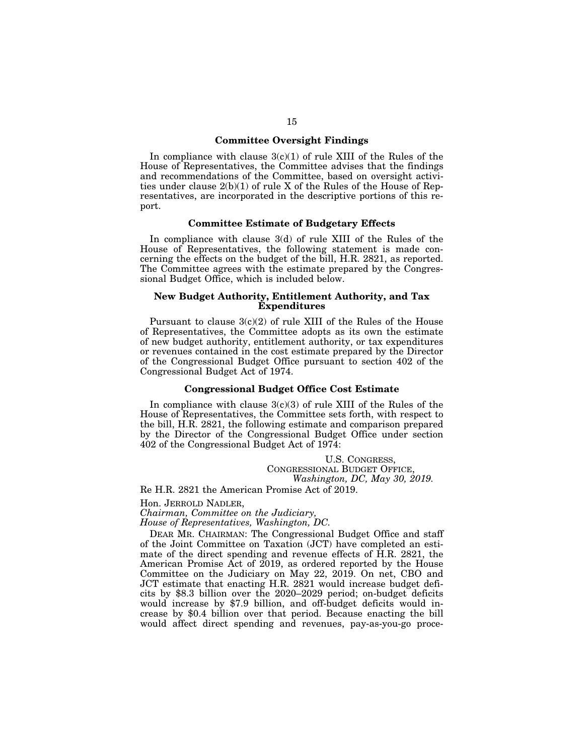### Committee Oversight Findings

In compliance with clause 3(c)(1) of rule XIII of the Rules of the House of Representatives, the Committee advises that the findings and recommendations of the Committee, based on oversight activities under clause 2(b)(1) of rule X of the Rules of the House of Representatives, are incorporated in the descriptive portions of this report.

### Committee Estimate of Budgetary Effects

In compliance with clause 3(d) of rule XIII of the Rules of the House of Representatives, the following statement is made concerning the effects on the budget of the bill, H.R. 2821, as reported. The Committee agrees with the estimate prepared by the Congressional Budget Office, which is included below.

### New Budget Authority, Entitlement Authority, and Tax Expenditures

Pursuant to clause 3(c)(2) of rule XIII of the Rules of the House of Representatives, the Committee adopts as its own the estimate of new budget authority, entitlement authority, or tax expenditures or revenues contained in the cost estimate prepared by the Director of the Congressional Budget Office pursuant to section 402 of the Congressional Budget Act of 1974.

### Congressional Budget Office Cost Estimate

In compliance with clause 3(c)(3) of rule XIII of the Rules of the House of Representatives, the Committee sets forth, with respect to the bill, H.R. 2821, the following estimate and comparison prepared by the Director of the Congressional Budget Office under section 402 of the Congressional Budget Act of 1974:

U.S. CONGRESS,
CONGRESSIONAL BUDGET OFFICE,
*Washington, DC, May 30, 2019.*

Re H.R. 2821 the American Promise Act of 2019.

Hon. JERROLD NADLER,
*Chairman, Committee on the Judiciary,*
*House of Representatives, Washington, DC.*

DEAR MR. CHAIRMAN: The Congressional Budget Office and staff of the Joint Committee on Taxation (JCT) have completed an estimate of the direct spending and revenue effects of H.R. 2821, the American Promise Act of 2019, as ordered reported by the House Committee on the Judiciary on May 22, 2019. On net, CBO and JCT estimate that enacting H.R. 2821 would increase budget deficits by $8.3 billion over the 2020–2029 period; on-budget deficits would increase by $7.9 billion, and off-budget deficits would increase by $0.4 billion over that period. Because enacting the bill would affect direct spending and revenues, pay-as-you-go proce-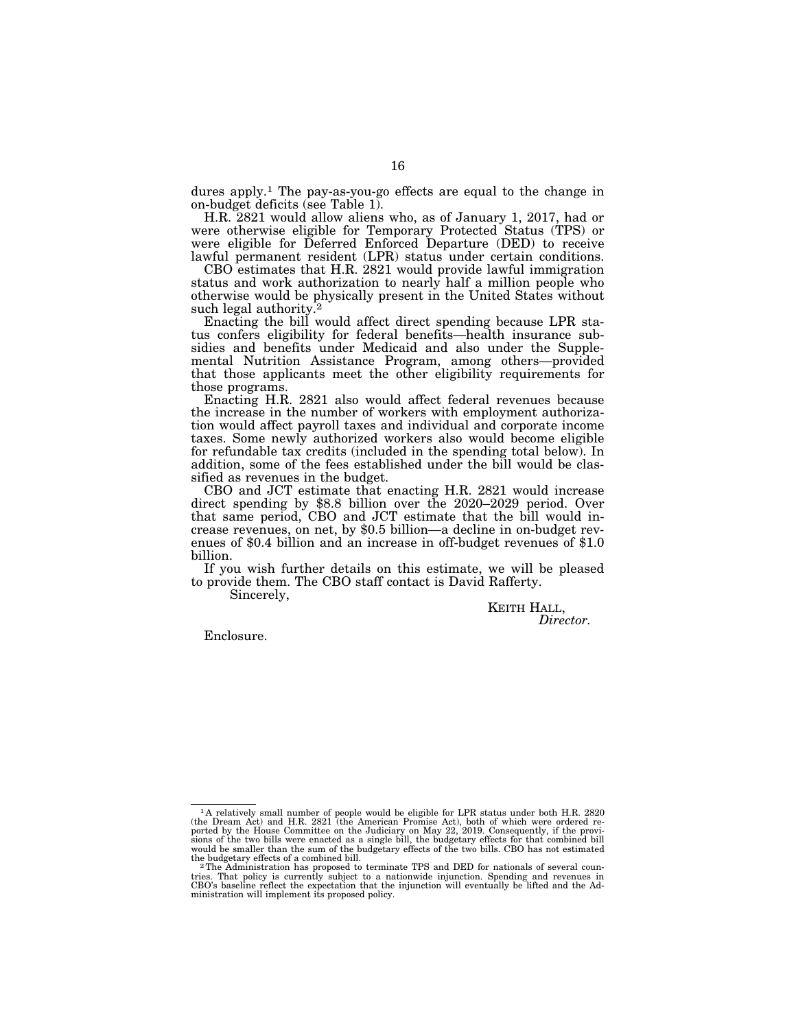dures apply.[1] The pay-as-you-go effects are equal to the change in on-budget deficits (see Table 1).

H.R. 2821 would allow aliens who, as of January 1, 2017, had or were otherwise eligible for Temporary Protected Status (TPS) or were eligible for Deferred Enforced Departure (DED) to receive lawful permanent resident (LPR) status under certain conditions.

CBO estimates that H.R. 2821 would provide lawful immigration status and work authorization to nearly half a million people who otherwise would be physically present in the United States without such legal authority.[2]

Enacting the bill would affect direct spending because LPR status confers eligibility for federal benefits—health insurance subsidies and benefits under Medicaid and also under the Supplemental Nutrition Assistance Program, among others—provided that those applicants meet the other eligibility requirements for those programs.

Enacting H.R. 2821 also would affect federal revenues because the increase in the number of workers with employment authorization would affect payroll taxes and individual and corporate income taxes. Some newly authorized workers also would become eligible for refundable tax credits (included in the spending total below). In addition, some of the fees established under the bill would be classified as revenues in the budget.

CBO and JCT estimate that enacting H.R. 2821 would increase direct spending by $8.8 billion over the 2020–2029 period. Over that same period, CBO and JCT estimate that the bill would increase revenues, on net, by $0.5 billion—a decline in on-budget revenues of $0.4 billion and an increase in off-budget revenues of $1.0 billion.

If you wish further details on this estimate, we will be pleased to provide them. The CBO staff contact is David Rafferty.

Sincerely,

KEITH HALL,
*Director.*

Enclosure.

---

[1] A relatively small number of people would be eligible for LPR status under both H.R. 2820 (the Dream Act) and H.R. 2821 (the American Promise Act), both of which were ordered reported by the House Committee on the Judiciary on May 22, 2019. Consequently, if the provisions of the two bills were enacted as a single bill, the budgetary effects for that combined bill would be smaller than the sum of the budgetary effects of the two bills. CBO has not estimated the budgetary effects of a combined bill.

[2] The Administration has proposed to terminate TPS and DED for nationals of several countries. That policy is currently subject to a nationwide injunction. Spending and revenues in CBO's baseline reflect the expectation that the injunction will eventually be lifted and the Administration will implement its proposed policy.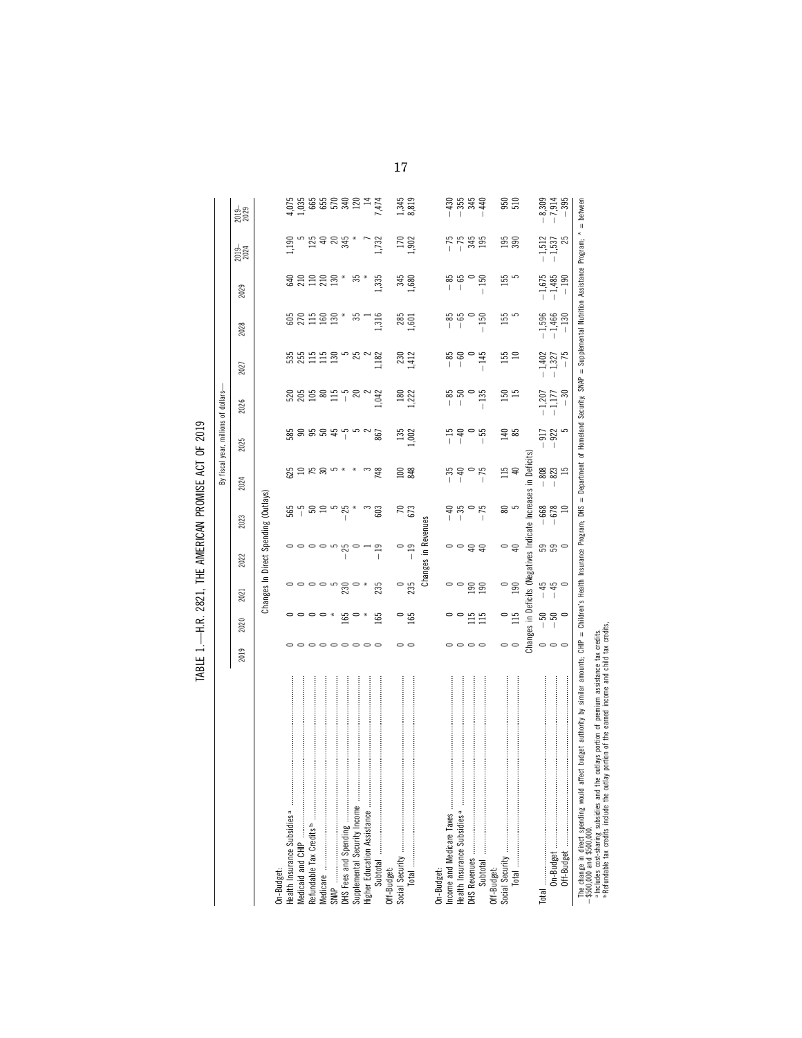TABLE 1.—H.R. 2821, THE AMERICAN PROMISE ACT OF 2019

| | By fiscal year, millions of dollars— | | | | | | | | | | | |
|---|---|---|---|---|---|---|---|---|---|---|---|---|
| | 2019 | 2020 | 2021 | 2022 | 2023 | 2024 | 2025 | 2026 | 2027 | 2028 | 2029 | 2019–2024 | 2019–2029 |
| **Changes in Direct Spending (Outlays)** | | | | | | | | | | | | | |
| On-Budget: | | | | | | | | | | | | | |
| Health Insurance Subsidies [a] | 0 | 0 | 0 | 0 | 565 | 625 | 585 | 520 | 535 | 605 | 640 | 1,190 | 4,075 |
| Medicaid and CHIP | 0 | 0 | 0 | 0 | −5 | 10 | 90 | 205 | 255 | 270 | 210 | 5 | 1,035 |
| Refundable Tax Credits [b] | 0 | 0 | 0 | 0 | 50 | 75 | 95 | 105 | 115 | 115 | 110 | 125 | 665 |
| Medicare | 0 | 0 | 0 | 0 | 10 | 30 | 50 | 80 | 115 | 160 | 210 | 40 | 655 |
| SNAP | 0 | * | 5 | 5 | 5 | 5 | 45 | 115 | 130 | 130 | 130 | 20 | 570 |
| DHS Fees and Spending | 0 | 165 | 230 | −25 | −25 | * | * | −5 | 5 | * | * | 345 | 340 |
| Supplemental Security Income | 0 | 0 | 0 | 0 | * | * | 5 | 20 | 25 | 35 | 35 | * | 120 |
| Higher Education Assistance | 0 | * | * | 1 | 3 | 3 | 2 | 2 | 2 | 1 | * | 7 | 14 |
| Subtotal | 0 | 165 | 235 | −19 | 603 | 748 | 867 | 1,042 | 1,182 | 1,316 | 1,335 | 1,732 | 7,474 |
| Off-Budget: | | | | | | | | | | | | | |
| Social Security | 0 | 0 | 0 | 0 | 70 | 100 | 135 | 180 | 230 | 285 | 345 | 170 | 1,345 |
| Total | 0 | 165 | 235 | −19 | 673 | 848 | 1,002 | 1,222 | 1,412 | 1,601 | 1,680 | 1,902 | 8,819 |
| **Changes in Revenues** | | | | | | | | | | | | | |
| On-Budget: | | | | | | | | | | | | | |
| Income and Medicare Taxes | 0 | 0 | 0 | 0 | −40 | −35 | −15 | −85 | −85 | −85 | −85 | −75 | −430 |
| Health Insurance Subsidies [a] | 0 | 0 | 0 | 0 | −35 | −40 | −40 | −50 | −60 | −65 | −65 | −75 | −355 |
| DHS Revenues | 0 | 115 | 190 | 40 | 0 | 0 | 0 | 0 | 0 | 0 | 0 | 345 | 345 |
| Subtotal | 0 | 115 | 190 | 40 | −75 | −75 | −55 | −135 | −145 | −150 | −150 | 195 | −440 |
| Off-Budget: | | | | | | | | | | | | | |
| Social Security | 0 | 0 | 0 | 0 | 80 | 115 | 140 | 150 | 155 | 155 | 155 | 195 | 950 |
| Total | 0 | 115 | 190 | 40 | 5 | 40 | 85 | 15 | 10 | 5 | 5 | 390 | 510 |
| **Changes in Deficits (Negatives Indicate Increases in Deficits)** | | | | | | | | | | | | | |
| Total | 0 | −50 | −45 | 59 | −668 | −808 | −917 | −1,207 | −1,402 | −1,596 | −1,675 | −1,512 | −8,309 |
| On-Budget | 0 | −50 | −45 | 59 | −678 | −823 | −922 | −1,177 | −1,327 | −1,466 | −1,485 | −1,537 | −7,914 |
| Off-Budget | 0 | 0 | 0 | 0 | 10 | 15 | 5 | −30 | −75 | −130 | −190 | 25 | −395 |

The change in direct spending would affect budget authority by similar amounts; CHIP = Children's Health Insurance Program; DHS = Department of Homeland Security; SNAP = Supplemental Nutrition Assistance Program; * = between −$500,000 and $500,000.

[a] Includes cost-sharing subsidies and the outlays portion of premium assistance tax credits.

[b] Refundable tax credits include the outlay portion of the earned income and child tax credits.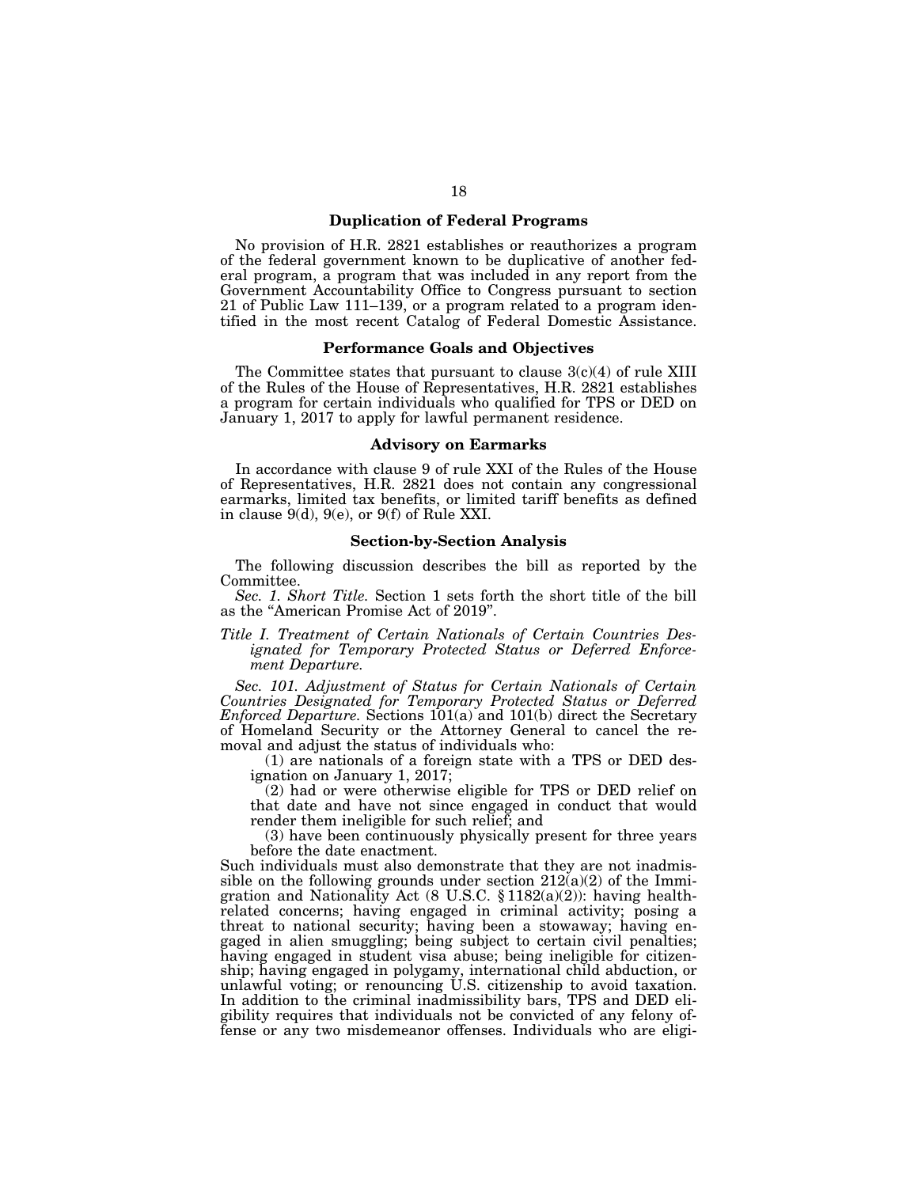### Duplication of Federal Programs

No provision of H.R. 2821 establishes or reauthorizes a program of the federal government known to be duplicative of another federal program, a program that was included in any report from the Government Accountability Office to Congress pursuant to section 21 of Public Law 111–139, or a program related to a program identified in the most recent Catalog of Federal Domestic Assistance.

### Performance Goals and Objectives

The Committee states that pursuant to clause 3(c)(4) of rule XIII of the Rules of the House of Representatives, H.R. 2821 establishes a program for certain individuals who qualified for TPS or DED on January 1, 2017 to apply for lawful permanent residence.

### Advisory on Earmarks

In accordance with clause 9 of rule XXI of the Rules of the House of Representatives, H.R. 2821 does not contain any congressional earmarks, limited tax benefits, or limited tariff benefits as defined in clause 9(d), 9(e), or 9(f) of Rule XXI.

### Section-by-Section Analysis

The following discussion describes the bill as reported by the Committee.

*Sec. 1. Short Title.* Section 1 sets forth the short title of the bill as the "American Promise Act of 2019".

*Title I. Treatment of Certain Nationals of Certain Countries Designated for Temporary Protected Status or Deferred Enforcement Departure.*

*Sec. 101. Adjustment of Status for Certain Nationals of Certain Countries Designated for Temporary Protected Status or Deferred Enforced Departure.* Sections 101(a) and 101(b) direct the Secretary of Homeland Security or the Attorney General to cancel the removal and adjust the status of individuals who:

(1) are nationals of a foreign state with a TPS or DED designation on January 1, 2017;

(2) had or were otherwise eligible for TPS or DED relief on that date and have not since engaged in conduct that would render them ineligible for such relief; and

(3) have been continuously physically present for three years before the date enactment.

Such individuals must also demonstrate that they are not inadmissible on the following grounds under section 212(a)(2) of the Immigration and Nationality Act (8 U.S.C. § 1182(a)(2)): having health-related concerns; having engaged in criminal activity; posing a threat to national security; having been a stowaway; having engaged in alien smuggling; being subject to certain civil penalties; having engaged in student visa abuse; being ineligible for citizenship; having engaged in polygamy, international child abduction, or unlawful voting; or renouncing U.S. citizenship to avoid taxation. In addition to the criminal inadmissibility bars, TPS and DED eligibility requires that individuals not be convicted of any felony offense or any two misdemeanor offenses. Individuals who are eligi-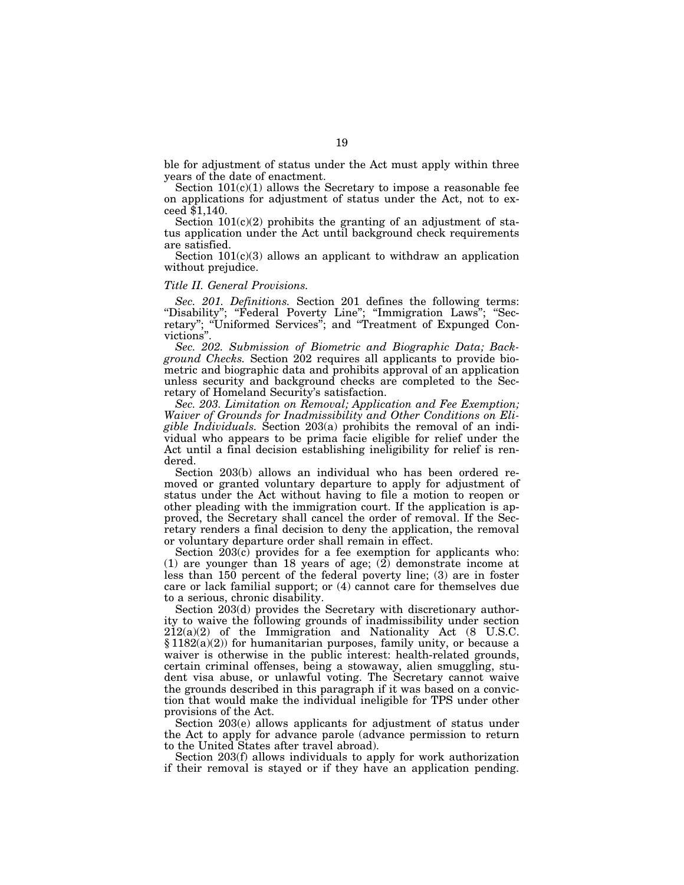ble for adjustment of status under the Act must apply within three years of the date of enactment.

Section 101(c)(1) allows the Secretary to impose a reasonable fee on applications for adjustment of status under the Act, not to exceed $1,140.

Section 101(c)(2) prohibits the granting of an adjustment of status application under the Act until background check requirements are satisfied.

Section 101(c)(3) allows an applicant to withdraw an application without prejudice.

*Title II. General Provisions.*

*Sec. 201. Definitions.* Section 201 defines the following terms: "Disability"; "Federal Poverty Line"; "Immigration Laws"; "Secretary"; "Uniformed Services"; and "Treatment of Expunged Convictions".

*Sec. 202. Submission of Biometric and Biographic Data; Background Checks.* Section 202 requires all applicants to provide biometric and biographic data and prohibits approval of an application unless security and background checks are completed to the Secretary of Homeland Security's satisfaction.

*Sec. 203. Limitation on Removal; Application and Fee Exemption; Waiver of Grounds for Inadmissibility and Other Conditions on Eligible Individuals.* Section 203(a) prohibits the removal of an individual who appears to be prima facie eligible for relief under the Act until a final decision establishing ineligibility for relief is rendered.

Section 203(b) allows an individual who has been ordered removed or granted voluntary departure to apply for adjustment of status under the Act without having to file a motion to reopen or other pleading with the immigration court. If the application is approved, the Secretary shall cancel the order of removal. If the Secretary renders a final decision to deny the application, the removal or voluntary departure order shall remain in effect.

Section 203(c) provides for a fee exemption for applicants who: (1) are younger than 18 years of age; (2) demonstrate income at less than 150 percent of the federal poverty line; (3) are in foster care or lack familial support; or (4) cannot care for themselves due to a serious, chronic disability.

Section 203(d) provides the Secretary with discretionary authority to waive the following grounds of inadmissibility under section 212(a)(2) of the Immigration and Nationality Act (8 U.S.C. § 1182(a)(2)) for humanitarian purposes, family unity, or because a waiver is otherwise in the public interest: health-related grounds, certain criminal offenses, being a stowaway, alien smuggling, student visa abuse, or unlawful voting. The Secretary cannot waive the grounds described in this paragraph if it was based on a conviction that would make the individual ineligible for TPS under other provisions of the Act.

Section 203(e) allows applicants for adjustment of status under the Act to apply for advance parole (advance permission to return to the United States after travel abroad).

Section 203(f) allows individuals to apply for work authorization if their removal is stayed or if they have an application pending.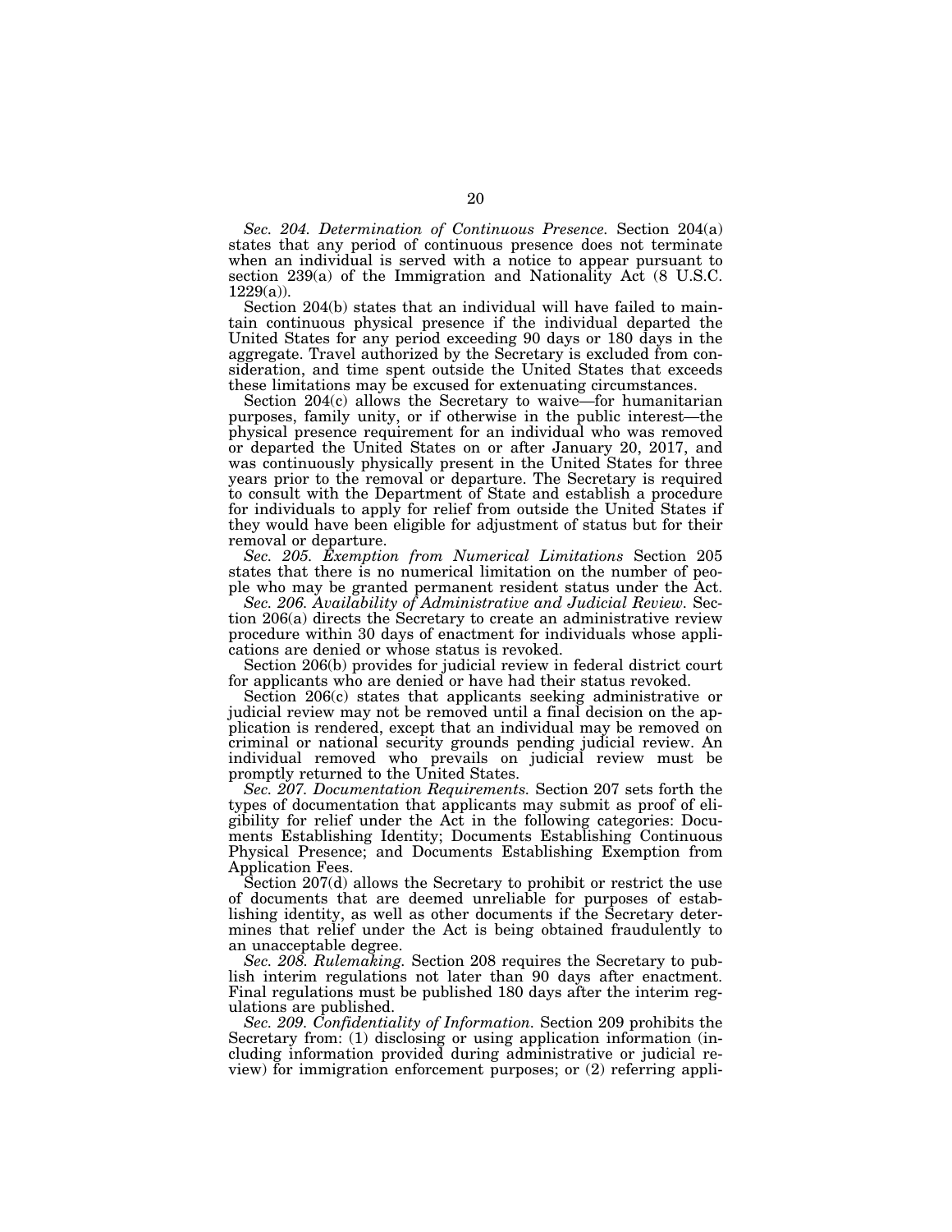*Sec. 204. Determination of Continuous Presence.* Section 204(a) states that any period of continuous presence does not terminate when an individual is served with a notice to appear pursuant to section 239(a) of the Immigration and Nationality Act (8 U.S.C. 1229(a)).

Section 204(b) states that an individual will have failed to maintain continuous physical presence if the individual departed the United States for any period exceeding 90 days or 180 days in the aggregate. Travel authorized by the Secretary is excluded from consideration, and time spent outside the United States that exceeds these limitations may be excused for extenuating circumstances.

Section 204(c) allows the Secretary to waive—for humanitarian purposes, family unity, or if otherwise in the public interest—the physical presence requirement for an individual who was removed or departed the United States on or after January 20, 2017, and was continuously physically present in the United States for three years prior to the removal or departure. The Secretary is required to consult with the Department of State and establish a procedure for individuals to apply for relief from outside the United States if they would have been eligible for adjustment of status but for their removal or departure.

*Sec. 205. Exemption from Numerical Limitations* Section 205 states that there is no numerical limitation on the number of people who may be granted permanent resident status under the Act.

*Sec. 206. Availability of Administrative and Judicial Review.* Section 206(a) directs the Secretary to create an administrative review procedure within 30 days of enactment for individuals whose applications are denied or whose status is revoked.

Section 206(b) provides for judicial review in federal district court for applicants who are denied or have had their status revoked.

Section 206(c) states that applicants seeking administrative or judicial review may not be removed until a final decision on the application is rendered, except that an individual may be removed on criminal or national security grounds pending judicial review. An individual removed who prevails on judicial review must be promptly returned to the United States.

*Sec. 207. Documentation Requirements.* Section 207 sets forth the types of documentation that applicants may submit as proof of eligibility for relief under the Act in the following categories: Documents Establishing Identity; Documents Establishing Continuous Physical Presence; and Documents Establishing Exemption from Application Fees.

Section 207(d) allows the Secretary to prohibit or restrict the use of documents that are deemed unreliable for purposes of establishing identity, as well as other documents if the Secretary determines that relief under the Act is being obtained fraudulently to an unacceptable degree.

*Sec. 208. Rulemaking.* Section 208 requires the Secretary to publish interim regulations not later than 90 days after enactment. Final regulations must be published 180 days after the interim regulations are published.

*Sec. 209. Confidentiality of Information.* Section 209 prohibits the Secretary from: (1) disclosing or using application information (including information provided during administrative or judicial review) for immigration enforcement purposes; or (2) referring appli-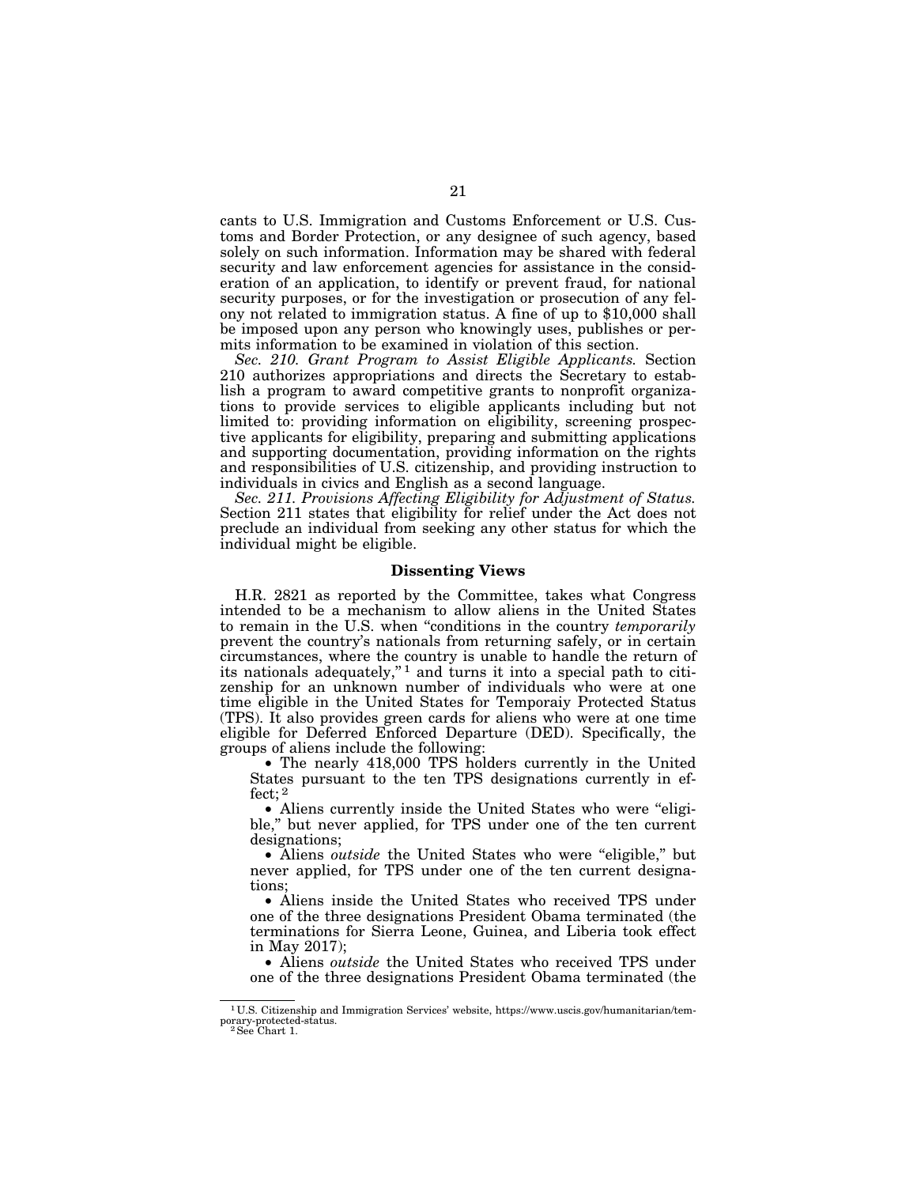cants to U.S. Immigration and Customs Enforcement or U.S. Customs and Border Protection, or any designee of such agency, based solely on such information. Information may be shared with federal security and law enforcement agencies for assistance in the consideration of an application, to identify or prevent fraud, for national security purposes, or for the investigation or prosecution of any felony not related to immigration status. A fine of up to $10,000 shall be imposed upon any person who knowingly uses, publishes or permits information to be examined in violation of this section.

*Sec. 210. Grant Program to Assist Eligible Applicants.* Section 210 authorizes appropriations and directs the Secretary to establish a program to award competitive grants to nonprofit organizations to provide services to eligible applicants including but not limited to: providing information on eligibility, screening prospective applicants for eligibility, preparing and submitting applications and supporting documentation, providing information on the rights and responsibilities of U.S. citizenship, and providing instruction to individuals in civics and English as a second language.

*Sec. 211. Provisions Affecting Eligibility for Adjustment of Status.* Section 211 states that eligibility for relief under the Act does not preclude an individual from seeking any other status for which the individual might be eligible.

### Dissenting Views

H.R. 2821 as reported by the Committee, takes what Congress intended to be a mechanism to allow aliens in the United States to remain in the U.S. when "conditions in the country *temporarily* prevent the country's nationals from returning safely, or in certain circumstances, where the country is unable to handle the return of its nationals adequately,"[1] and turns it into a special path to citizenship for an unknown number of individuals who were at one time eligible in the United States for Temporaiy Protected Status (TPS). It also provides green cards for aliens who were at one time eligible for Deferred Enforced Departure (DED). Specifically, the groups of aliens include the following:

- The nearly 418,000 TPS holders currently in the United States pursuant to the ten TPS designations currently in effect;[2]
- Aliens currently inside the United States who were "eligible," but never applied, for TPS under one of the ten current designations;
- Aliens *outside* the United States who were "eligible," but never applied, for TPS under one of the ten current designations;
- Aliens inside the United States who received TPS under one of the three designations President Obama terminated (the terminations for Sierra Leone, Guinea, and Liberia took effect in May 2017);
- Aliens *outside* the United States who received TPS under one of the three designations President Obama terminated (the

---

[1] U.S. Citizenship and Immigration Services' website, https://www.uscis.gov/humanitarian/temporary-protected-status.

[2] See Chart 1.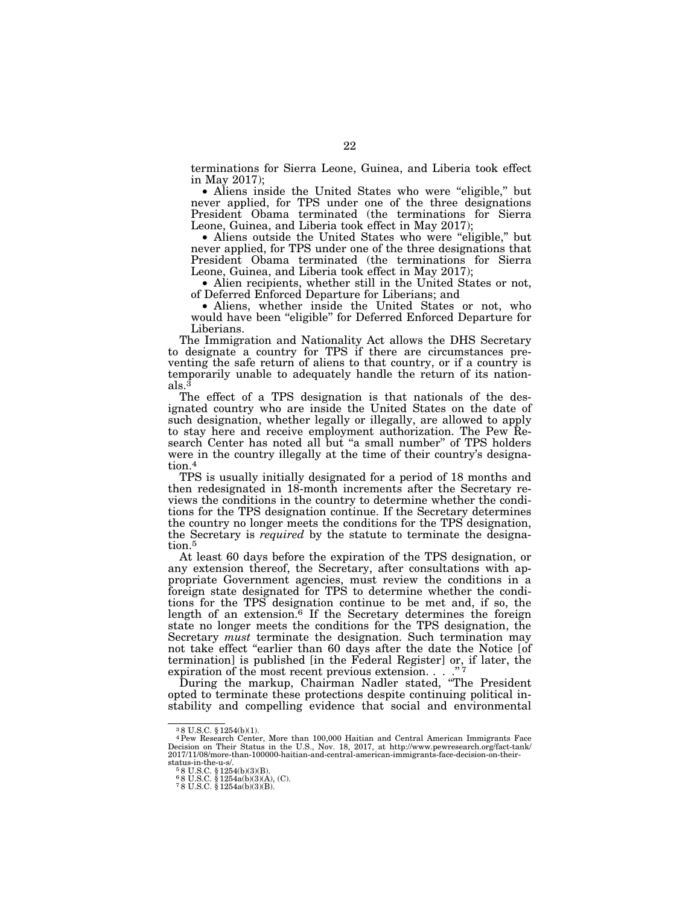terminations for Sierra Leone, Guinea, and Liberia took effect in May 2017);

- Aliens inside the United States who were "eligible," but never applied, for TPS under one of the three designations President Obama terminated (the terminations for Sierra Leone, Guinea, and Liberia took effect in May 2017);
- Aliens outside the United States who were "eligible," but never applied, for TPS under one of the three designations that President Obama terminated (the terminations for Sierra Leone, Guinea, and Liberia took effect in May 2017);
- Alien recipients, whether still in the United States or not, of Deferred Enforced Departure for Liberians; and
- Aliens, whether inside the United States or not, who would have been "eligible" for Deferred Enforced Departure for Liberians.

The Immigration and Nationality Act allows the DHS Secretary to designate a country for TPS if there are circumstances preventing the safe return of aliens to that country, or if a country is temporarily unable to adequately handle the return of its nationals.[3]

The effect of a TPS designation is that nationals of the designated country who are inside the United States on the date of such designation, whether legally or illegally, are allowed to apply to stay here and receive employment authorization. The Pew Research Center has noted all but "a small number" of TPS holders were in the country illegally at the time of their country's designation.[4]

TPS is usually initially designated for a period of 18 months and then redesignated in 18-month increments after the Secretary reviews the conditions in the country to determine whether the conditions for the TPS designation continue. If the Secretary determines the country no longer meets the conditions for the TPS designation, the Secretary is *required* by the statute to terminate the designation.[5]

At least 60 days before the expiration of the TPS designation, or any extension thereof, the Secretary, after consultations with appropriate Government agencies, must review the conditions in a foreign state designated for TPS to determine whether the conditions for the TPS designation continue to be met and, if so, the length of an extension.[6] If the Secretary determines the foreign state no longer meets the conditions for the TPS designation, the Secretary *must* terminate the designation. Such termination may not take effect "earlier than 60 days after the date the Notice [of termination] is published [in the Federal Register] or, if later, the expiration of the most recent previous extension. . . ."[7]

During the markup, Chairman Nadler stated, "The President opted to terminate these protections despite continuing political instability and compelling evidence that social and environmental

---

[3] 8 U.S.C. § 1254(b)(1).

[4] Pew Research Center, More than 100,000 Haitian and Central American Immigrants Face Decision on Their Status in the U.S., Nov. 18, 2017, at http://www.pewresearch.org/fact-tank/2017/11/08/more-than-100000-haitian-and-central-american-immigrants-face-decision-on-their-status-in-the-u-s/.

[5] 8 U.S.C. § 1254(b)(3)(B).

[6] 8 U.S.C. § 1254a(b)(3)(A), (C).

[7] 8 U.S.C. § 1254a(b)(3)(B).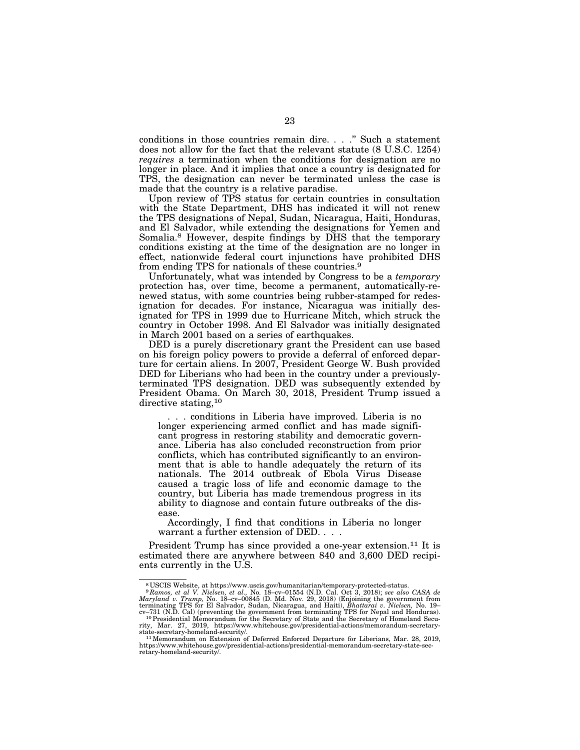conditions in those countries remain dire. . . ." Such a statement does not allow for the fact that the relevant statute (8 U.S.C. 1254) *requires* a termination when the conditions for designation are no longer in place. And it implies that once a country is designated for TPS, the designation can never be terminated unless the case is made that the country is a relative paradise.

Upon review of TPS status for certain countries in consultation with the State Department, DHS has indicated it will not renew the TPS designations of Nepal, Sudan, Nicaragua, Haiti, Honduras, and El Salvador, while extending the designations for Yemen and Somalia.[8] However, despite findings by DHS that the temporary conditions existing at the time of the designation are no longer in effect, nationwide federal court injunctions have prohibited DHS from ending TPS for nationals of these countries.[9]

Unfortunately, what was intended by Congress to be a *temporary* protection has, over time, become a permanent, automatically-renewed status, with some countries being rubber-stamped for redesignation for decades. For instance, Nicaragua was initially designated for TPS in 1999 due to Hurricane Mitch, which struck the country in October 1998. And El Salvador was initially designated in March 2001 based on a series of earthquakes.

DED is a purely discretionary grant the President can use based on his foreign policy powers to provide a deferral of enforced departure for certain aliens. In 2007, President George W. Bush provided DED for Liberians who had been in the country under a previously-terminated TPS designation. DED was subsequently extended by President Obama. On March 30, 2018, President Trump issued a directive stating,[10]

> . . . conditions in Liberia have improved. Liberia is no longer experiencing armed conflict and has made significant progress in restoring stability and democratic governance. Liberia has also concluded reconstruction from prior conflicts, which has contributed significantly to an environment that is able to handle adequately the return of its nationals. The 2014 outbreak of Ebola Virus Disease caused a tragic loss of life and economic damage to the country, but Liberia has made tremendous progress in its ability to diagnose and contain future outbreaks of the disease.
>
> Accordingly, I find that conditions in Liberia no longer warrant a further extension of DED. . . .

President Trump has since provided a one-year extension.[11] It is estimated there are anywhere between 840 and 3,600 DED recipients currently in the U.S.

---

[8] USCIS Website, at https://www.uscis.gov/humanitarian/temporary-protected-status.

[9] *Ramos, et al V. Nielsen, et al.,* No. 18–cv–01554 (N.D. Cal. Oct 3, 2018); *see also CASA de Maryland v. Trump,* No. 18–cv–00845 (D. Md. Nov. 29, 2018) (Enjoining the government from terminating TPS for El Salvador, Sudan, Nicaragua, and Haiti), *Bhattarai v. Nielsen,* No. 19–cv–731 (N.D. Cal) (preventing the government from terminating TPS for Nepal and Honduras).

[10] Presidential Memorandum for the Secretary of State and the Secretary of Homeland Security, Mar. 27, 2019, https://www.whitehouse.gov/presidential-actions/memorandum-secretary-state-secretary-homeland-security/.

[11] Memorandum on Extension of Deferred Enforced Departure for Liberians, Mar. 28, 2019, https://www.whitehouse.gov/presidential-actions/presidential-memorandum-secretary-state-secretary-homeland-security/.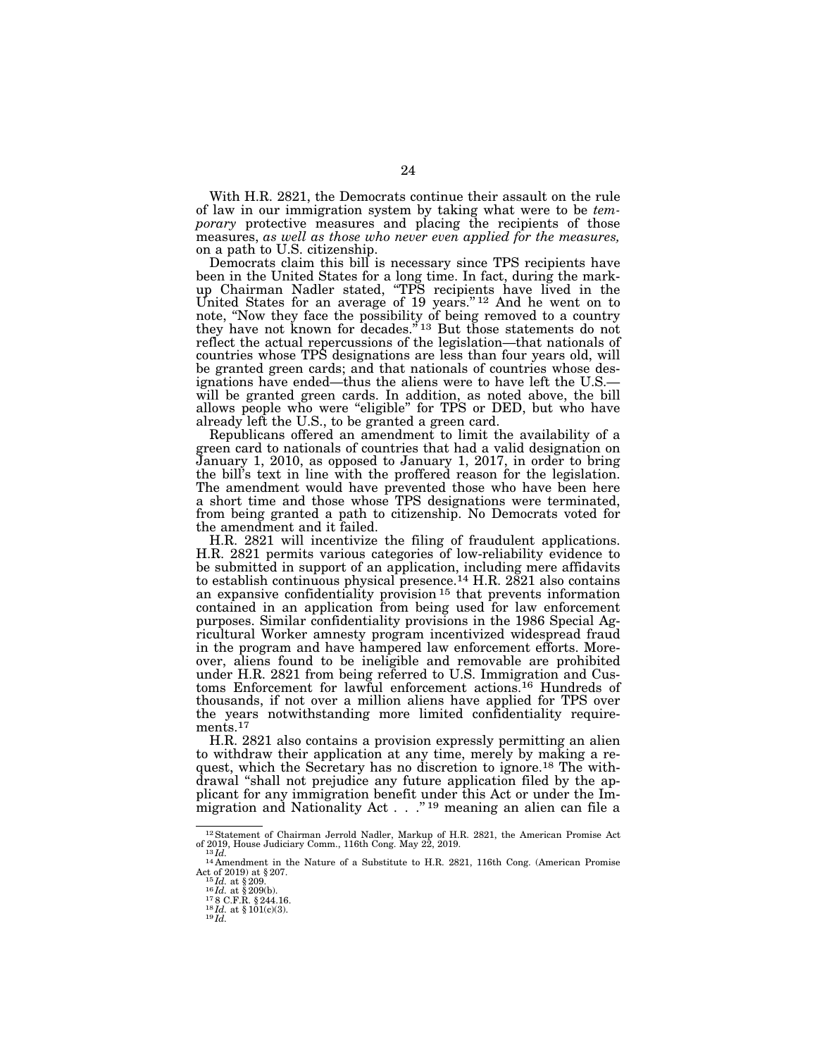With H.R. 2821, the Democrats continue their assault on the rule of law in our immigration system by taking what were to be *temporary* protective measures and placing the recipients of those measures, *as well as those who never even applied for the measures,* on a path to U.S. citizenship.

Democrats claim this bill is necessary since TPS recipients have been in the United States for a long time. In fact, during the markup Chairman Nadler stated, "TPS recipients have lived in the United States for an average of 19 years."[12] And he went on to note, "Now they face the possibility of being removed to a country they have not known for decades."[13] But those statements do not reflect the actual repercussions of the legislation—that nationals of countries whose TPS designations are less than four years old, will be granted green cards; and that nationals of countries whose designations have ended—thus the aliens were to have left the U.S.—will be granted green cards. In addition, as noted above, the bill allows people who were "eligible" for TPS or DED, but who have already left the U.S., to be granted a green card.

Republicans offered an amendment to limit the availability of a green card to nationals of countries that had a valid designation on January 1, 2010, as opposed to January 1, 2017, in order to bring the bill's text in line with the proffered reason for the legislation. The amendment would have prevented those who have been here a short time and those whose TPS designations were terminated, from being granted a path to citizenship. No Democrats voted for the amendment and it failed.

H.R. 2821 will incentivize the filing of fraudulent applications. H.R. 2821 permits various categories of low-reliability evidence to be submitted in support of an application, including mere affidavits to establish continuous physical presence.[14] H.R. 2821 also contains an expansive confidentiality provision[15] that prevents information contained in an application from being used for law enforcement purposes. Similar confidentiality provisions in the 1986 Special Agricultural Worker amnesty program incentivized widespread fraud in the program and have hampered law enforcement efforts. Moreover, aliens found to be ineligible and removable are prohibited under H.R. 2821 from being referred to U.S. Immigration and Customs Enforcement for lawful enforcement actions.[16] Hundreds of thousands, if not over a million aliens have applied for TPS over the years notwithstanding more limited confidentiality requirements.[17]

H.R. 2821 also contains a provision expressly permitting an alien to withdraw their application at any time, merely by making a request, which the Secretary has no discretion to ignore.[18] The withdrawal "shall not prejudice any future application filed by the applicant for any immigration benefit under this Act or under the Immigration and Nationality Act . . ."[19] meaning an alien can file a

---

[12] Statement of Chairman Jerrold Nadler, Markup of H.R. 2821, the American Promise Act of 2019, House Judiciary Comm., 116th Cong. May 22, 2019.

[13] *Id.*

[14] Amendment in the Nature of a Substitute to H.R. 2821, 116th Cong. (American Promise Act of 2019) at § 207.

[15] *Id.* at § 209.

[16] *Id.* at § 209(b).

[17] 8 C.F.R. § 244.16.

[18] *Id.* at § 101(c)(3).

[19] *Id.*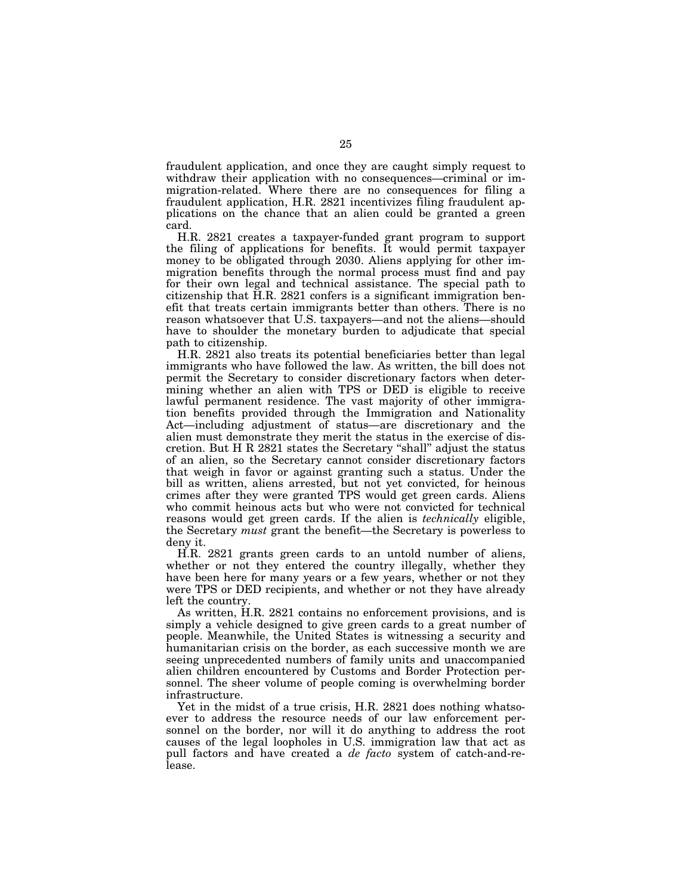fraudulent application, and once they are caught simply request to withdraw their application with no consequences—criminal or immigration-related. Where there are no consequences for filing a fraudulent application, H.R. 2821 incentivizes filing fraudulent applications on the chance that an alien could be granted a green card.

H.R. 2821 creates a taxpayer-funded grant program to support the filing of applications for benefits. It would permit taxpayer money to be obligated through 2030. Aliens applying for other immigration benefits through the normal process must find and pay for their own legal and technical assistance. The special path to citizenship that H.R. 2821 confers is a significant immigration benefit that treats certain immigrants better than others. There is no reason whatsoever that U.S. taxpayers—and not the aliens—should have to shoulder the monetary burden to adjudicate that special path to citizenship.

H.R. 2821 also treats its potential beneficiaries better than legal immigrants who have followed the law. As written, the bill does not permit the Secretary to consider discretionary factors when determining whether an alien with TPS or DED is eligible to receive lawful permanent residence. The vast majority of other immigration benefits provided through the Immigration and Nationality Act—including adjustment of status—are discretionary and the alien must demonstrate they merit the status in the exercise of discretion. But H R 2821 states the Secretary "shall" adjust the status of an alien, so the Secretary cannot consider discretionary factors that weigh in favor or against granting such a status. Under the bill as written, aliens arrested, but not yet convicted, for heinous crimes after they were granted TPS would get green cards. Aliens who commit heinous acts but who were not convicted for technical reasons would get green cards. If the alien is *technically* eligible, the Secretary *must* grant the benefit—the Secretary is powerless to deny it.

H.R. 2821 grants green cards to an untold number of aliens, whether or not they entered the country illegally, whether they have been here for many years or a few years, whether or not they were TPS or DED recipients, and whether or not they have already left the country.

As written, H.R. 2821 contains no enforcement provisions, and is simply a vehicle designed to give green cards to a great number of people. Meanwhile, the United States is witnessing a security and humanitarian crisis on the border, as each successive month we are seeing unprecedented numbers of family units and unaccompanied alien children encountered by Customs and Border Protection personnel. The sheer volume of people coming is overwhelming border infrastructure.

Yet in the midst of a true crisis, H.R. 2821 does nothing whatsoever to address the resource needs of our law enforcement personnel on the border, nor will it do anything to address the root causes of the legal loopholes in U.S. immigration law that act as pull factors and have created a *de facto* system of catch-and-release.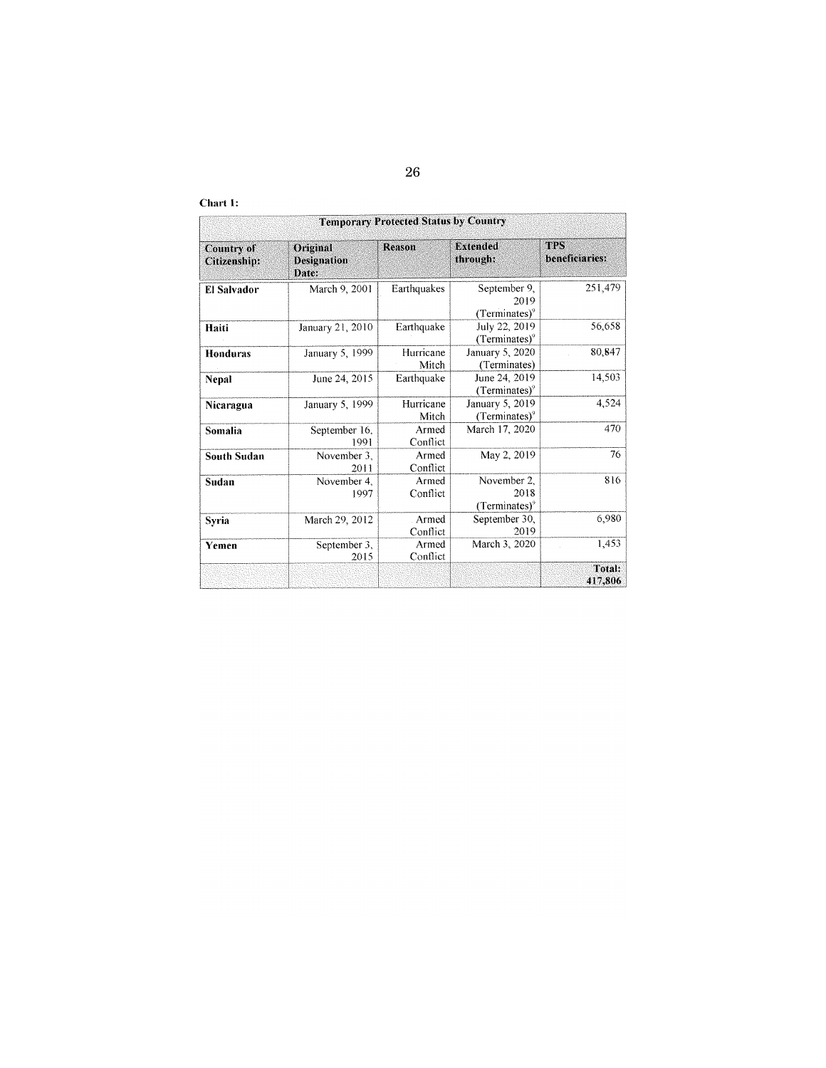**Chart 1:**

| Temporary Protected Status by Country | | | | |
|---|---|---|---|---|
| **Country of Citizenship:** | **Original Designation Date:** | **Reason** | **Extended through:** | **TPS beneficiaries:** |
| **El Salvador** | March 9, 2001 | Earthquakes | September 9, 2019 (Terminates)[9] | 251,479 |
| **Haiti** | January 21, 2010 | Earthquake | July 22, 2019 (Terminates)[9] | 56,658 |
| **Honduras** | January 5, 1999 | Hurricane Mitch | January 5, 2020 (Terminates) | 80,847 |
| **Nepal** | June 24, 2015 | Earthquake | June 24, 2019 (Terminates)[9] | 14,503 |
| **Nicaragua** | January 5, 1999 | Hurricane Mitch | January 5, 2019 (Terminates)[9] | 4,524 |
| **Somalia** | September 16, 1991 | Armed Conflict | March 17, 2020 | 470 |
| **South Sudan** | November 3, 2011 | Armed Conflict | May 2, 2019 | 76 |
| **Sudan** | November 4, 1997 | Armed Conflict | November 2, 2018 (Terminates)[9] | 816 |
| **Syria** | March 29, 2012 | Armed Conflict | September 30, 2019 | 6,980 |
| **Yemen** | September 3, 2015 | Armed Conflict | March 3, 2020 | 1,453 |
| | | | | **Total: 417,806** |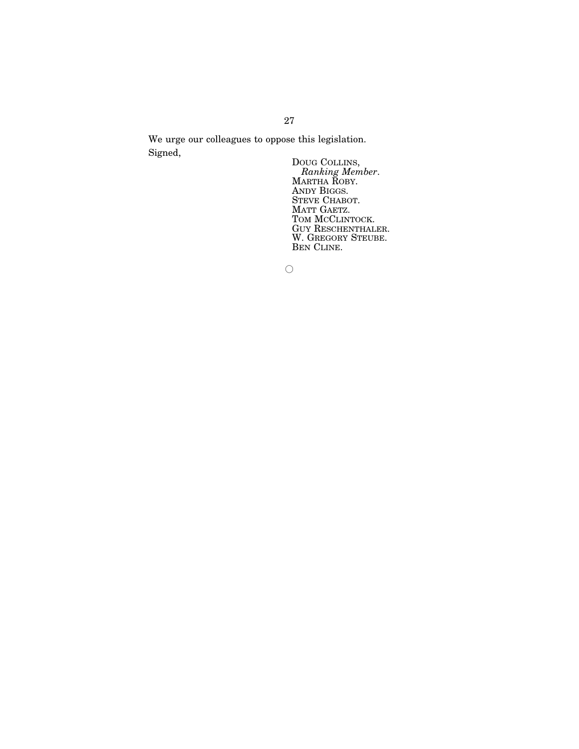We urge our colleagues to oppose this legislation.

Signed,

DOUG COLLINS,
*Ranking Member*.
MARTHA ROBY.
ANDY BIGGS.
STEVE CHABOT.
MATT GAETZ.
TOM MCCLINTOCK.
GUY RESCHENTHALER.
W. GREGORY STEUBE.
BEN CLINE.

○